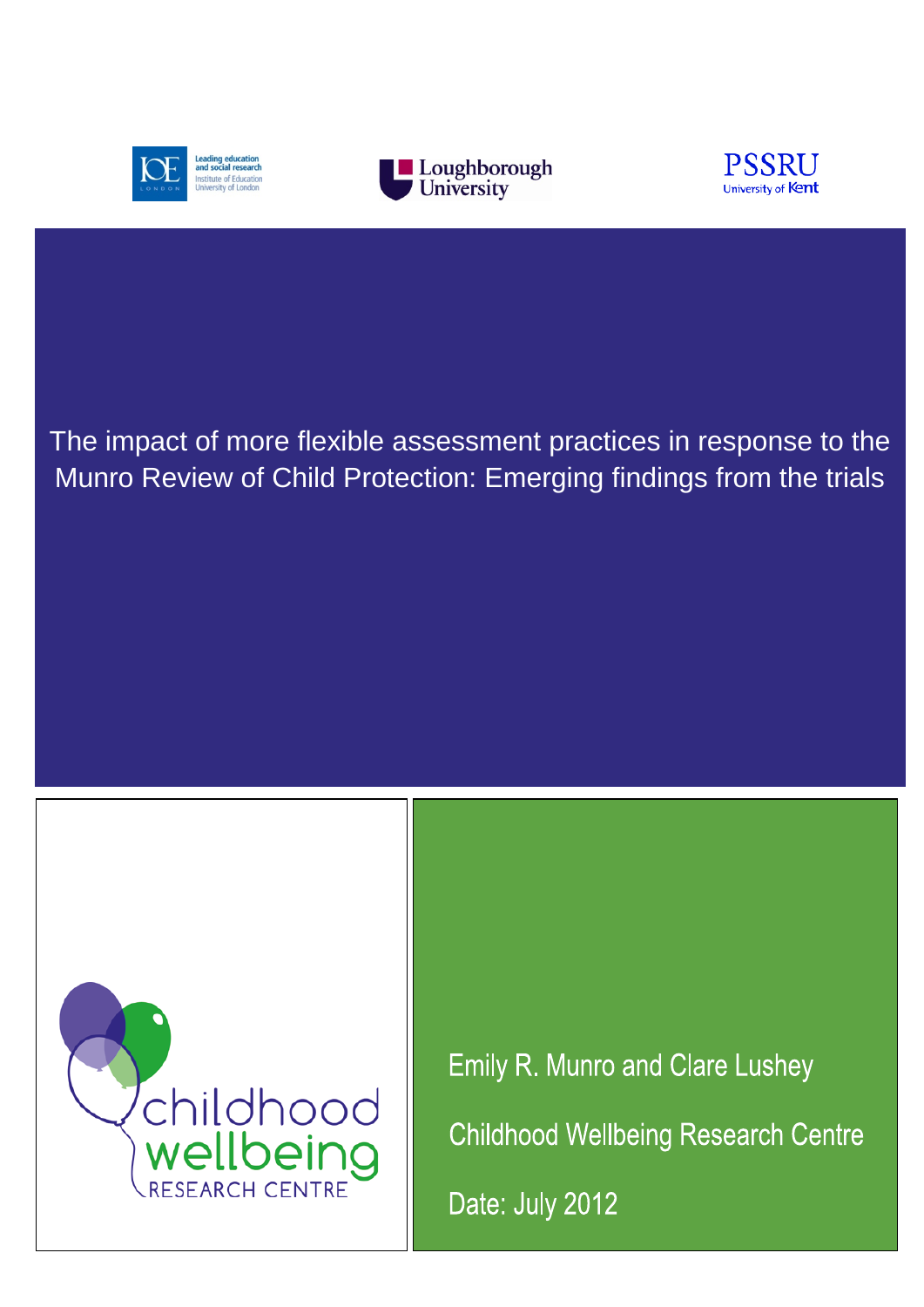# The impact of more flexible assessment practices in response to the Munro Review of Child Protection: Emerging findings from the trials

Emily R. Munro and Clare Lushey

Childhood Wellbeing Research Centre

Date: July 2012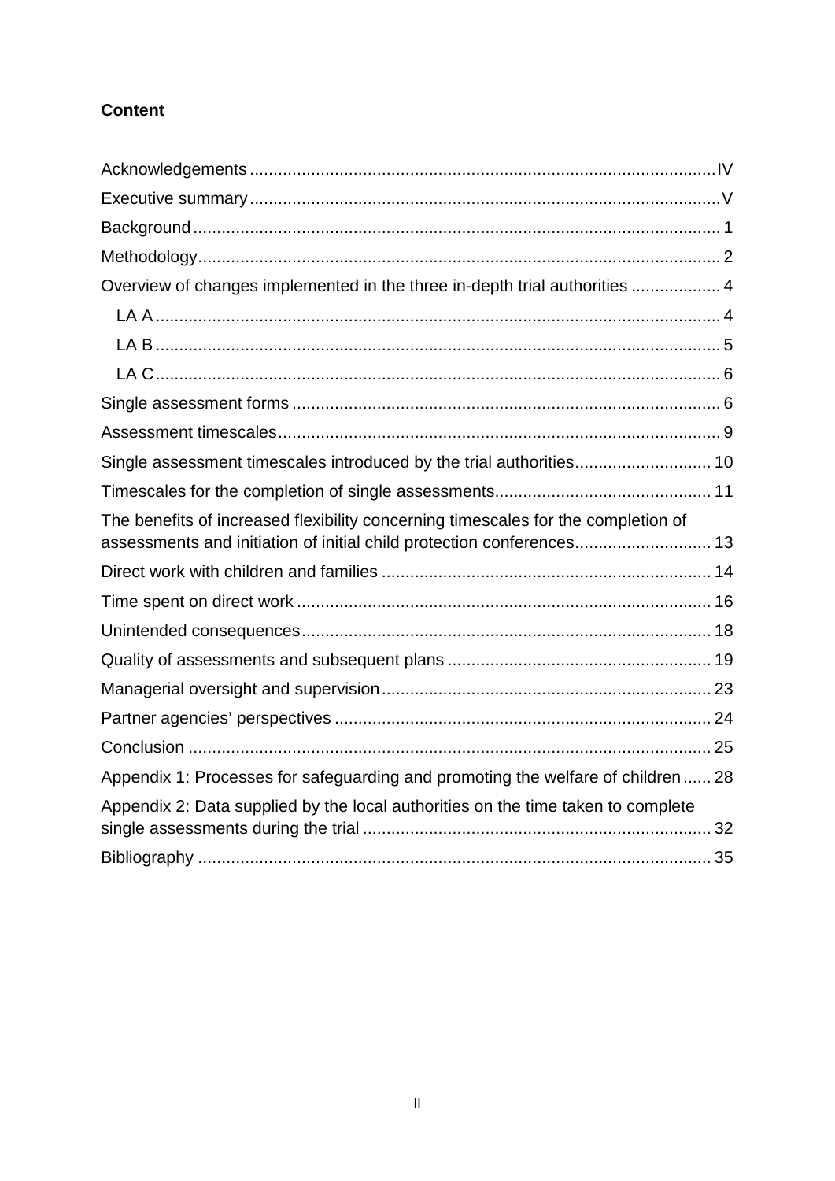**Content**

Acknowledgements .................................................................................................IV
Executive summary ..................................................................................................V
Background ............................................................................................................. 1
Methodology............................................................................................................. 2
Overview of changes implemented in the three in-depth trial authorities .................. 4
  LA A ...................................................................................................................... 4
  LA B ...................................................................................................................... 5
  LA C ...................................................................................................................... 6
Single assessment forms .......................................................................................... 6
Assessment timescales............................................................................................. 9
Single assessment timescales introduced by the trial authorities............................ 10
Timescales for the completion of single assessments............................................. 11
The benefits of increased flexibility concerning timescales for the completion of assessments and initiation of initial child protection conferences............................ 13
Direct work with children and families ..................................................................... 14
Time spent on direct work ....................................................................................... 16
Unintended consequences....................................................................................... 18
Quality of assessments and subsequent plans ....................................................... 19
Managerial oversight and supervision...................................................................... 23
Partner agencies’ perspectives ............................................................................... 24
Conclusion .............................................................................................................. 25
Appendix 1: Processes for safeguarding and promoting the welfare of children ...... 28
Appendix 2: Data supplied by the local authorities on the time taken to complete single assessments during the trial ........................................................................ 32
Bibliography ............................................................................................................ 35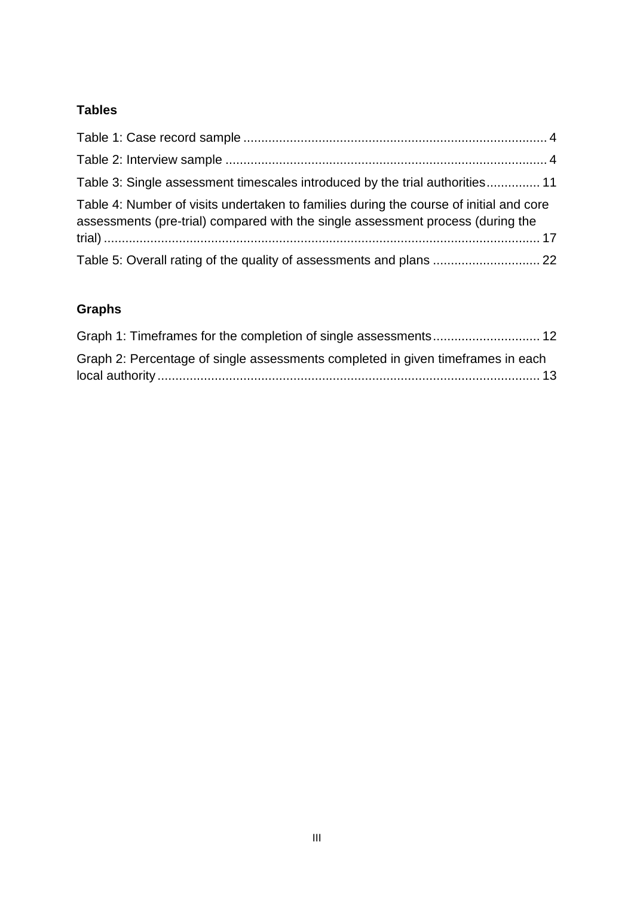## Tables

Table 1: Case record sample ..... 4

Table 2: Interview sample ..... 4

Table 3: Single assessment timescales introduced by the trial authorities ..... 11

Table 4: Number of visits undertaken to families during the course of initial and core assessments (pre-trial) compared with the single assessment process (during the trial) ..... 17

Table 5: Overall rating of the quality of assessments and plans ..... 22

## Graphs

Graph 1: Timeframes for the completion of single assessments ..... 12

Graph 2: Percentage of single assessments completed in given timeframes in each local authority ..... 13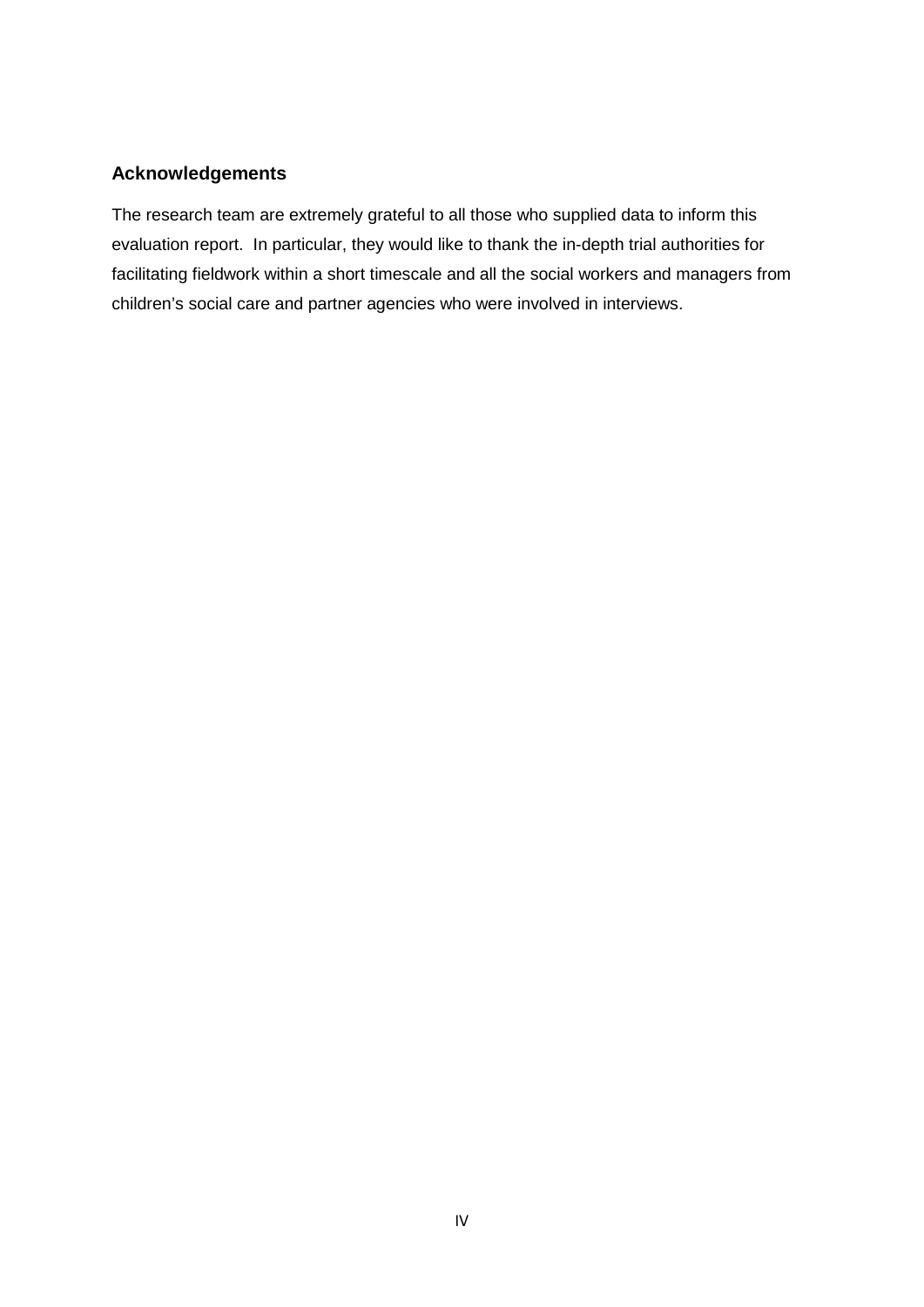## Acknowledgements

The research team are extremely grateful to all those who supplied data to inform this evaluation report. In particular, they would like to thank the in-depth trial authorities for facilitating fieldwork within a short timescale and all the social workers and managers from children's social care and partner agencies who were involved in interviews.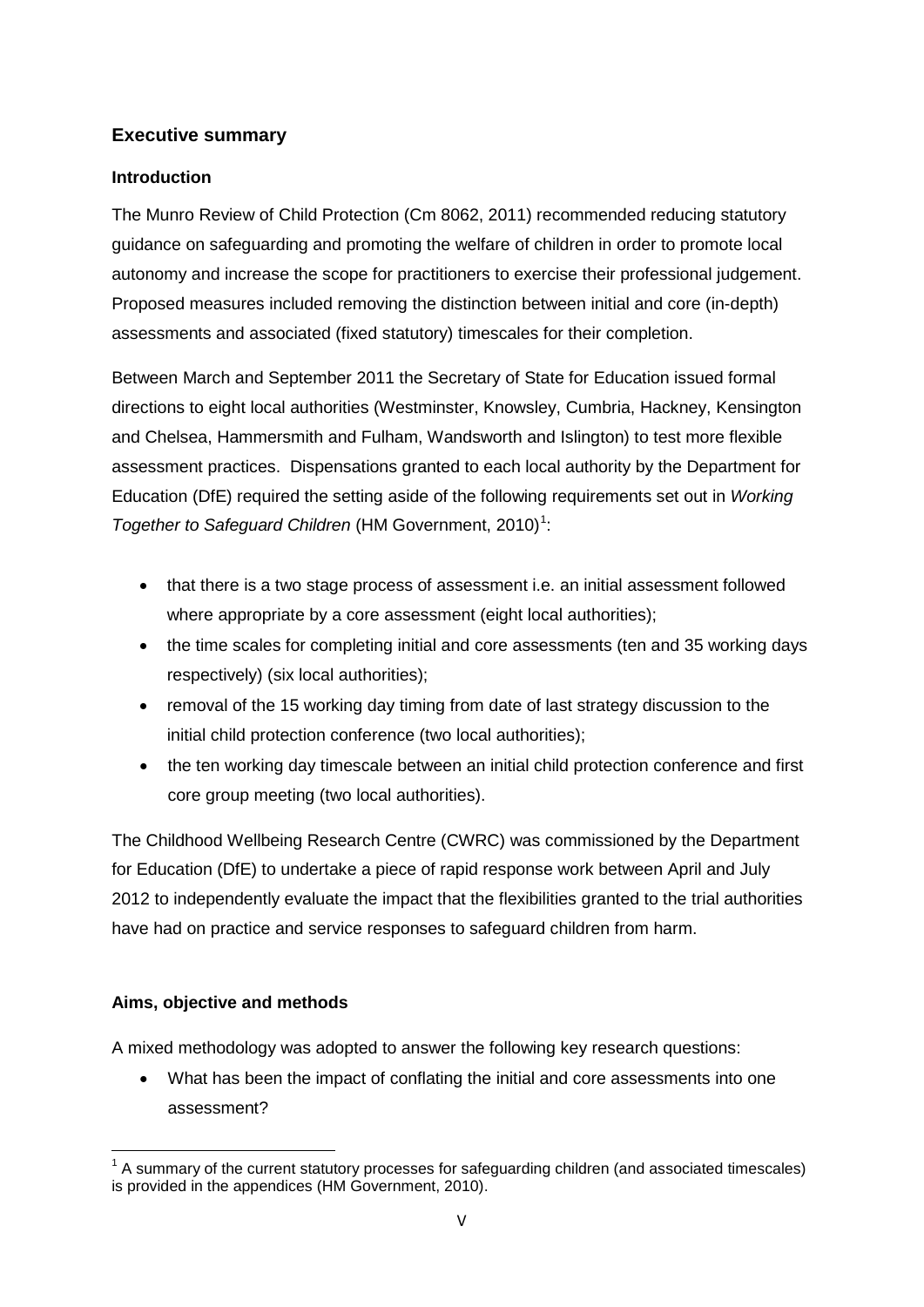## Executive summary

### Introduction

The Munro Review of Child Protection (Cm 8062, 2011) recommended reducing statutory guidance on safeguarding and promoting the welfare of children in order to promote local autonomy and increase the scope for practitioners to exercise their professional judgement. Proposed measures included removing the distinction between initial and core (in-depth) assessments and associated (fixed statutory) timescales for their completion.

Between March and September 2011 the Secretary of State for Education issued formal directions to eight local authorities (Westminster, Knowsley, Cumbria, Hackney, Kensington and Chelsea, Hammersmith and Fulham, Wandsworth and Islington) to test more flexible assessment practices. Dispensations granted to each local authority by the Department for Education (DfE) required the setting aside of the following requirements set out in *Working Together to Safeguard Children* (HM Government, 2010)[1]:

- that there is a two stage process of assessment i.e. an initial assessment followed where appropriate by a core assessment (eight local authorities);
- the time scales for completing initial and core assessments (ten and 35 working days respectively) (six local authorities);
- removal of the 15 working day timing from date of last strategy discussion to the initial child protection conference (two local authorities);
- the ten working day timescale between an initial child protection conference and first core group meeting (two local authorities).

The Childhood Wellbeing Research Centre (CWRC) was commissioned by the Department for Education (DfE) to undertake a piece of rapid response work between April and July 2012 to independently evaluate the impact that the flexibilities granted to the trial authorities have had on practice and service responses to safeguard children from harm.

### Aims, objective and methods

A mixed methodology was adopted to answer the following key research questions:

- What has been the impact of conflating the initial and core assessments into one assessment?

[1] A summary of the current statutory processes for safeguarding children (and associated timescales) is provided in the appendices (HM Government, 2010).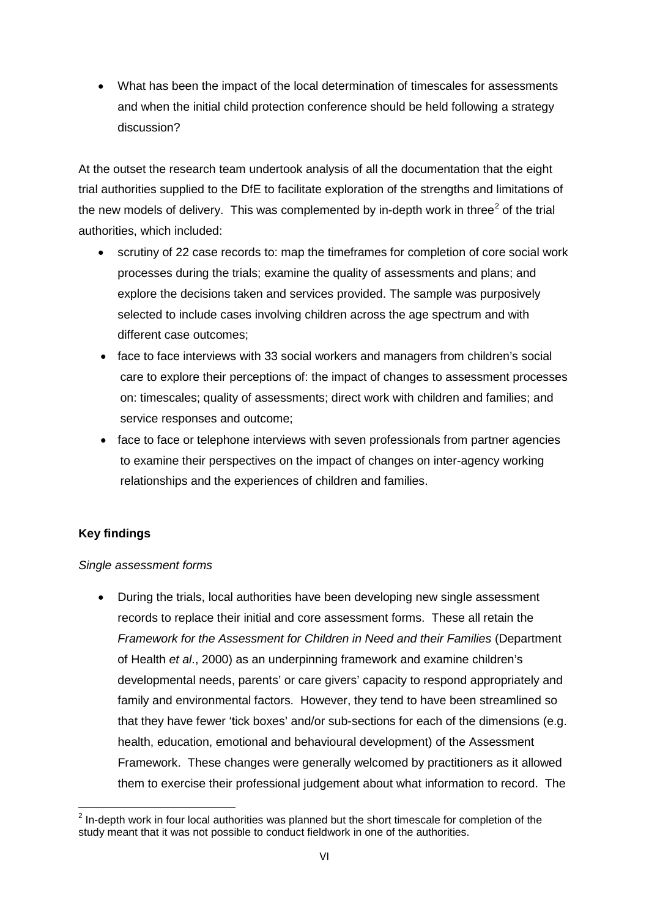- What has been the impact of the local determination of timescales for assessments and when the initial child protection conference should be held following a strategy discussion?

At the outset the research team undertook analysis of all the documentation that the eight trial authorities supplied to the DfE to facilitate exploration of the strengths and limitations of the new models of delivery. This was complemented by in-depth work in three[2] of the trial authorities, which included:

- scrutiny of 22 case records to: map the timeframes for completion of core social work processes during the trials; examine the quality of assessments and plans; and explore the decisions taken and services provided. The sample was purposively selected to include cases involving children across the age spectrum and with different case outcomes;
- face to face interviews with 33 social workers and managers from children's social care to explore their perceptions of: the impact of changes to assessment processes on: timescales; quality of assessments; direct work with children and families; and service responses and outcome;
- face to face or telephone interviews with seven professionals from partner agencies to examine their perspectives on the impact of changes on inter-agency working relationships and the experiences of children and families.

**Key findings**

*Single assessment forms*

- During the trials, local authorities have been developing new single assessment records to replace their initial and core assessment forms. These all retain the *Framework for the Assessment for Children in Need and their Families* (Department of Health *et al*., 2000) as an underpinning framework and examine children's developmental needs, parents' or care givers' capacity to respond appropriately and family and environmental factors. However, they tend to have been streamlined so that they have fewer 'tick boxes' and/or sub-sections for each of the dimensions (e.g. health, education, emotional and behavioural development) of the Assessment Framework. These changes were generally welcomed by practitioners as it allowed them to exercise their professional judgement about what information to record. The

[2] In-depth work in four local authorities was planned but the short timescale for completion of the study meant that it was not possible to conduct fieldwork in one of the authorities.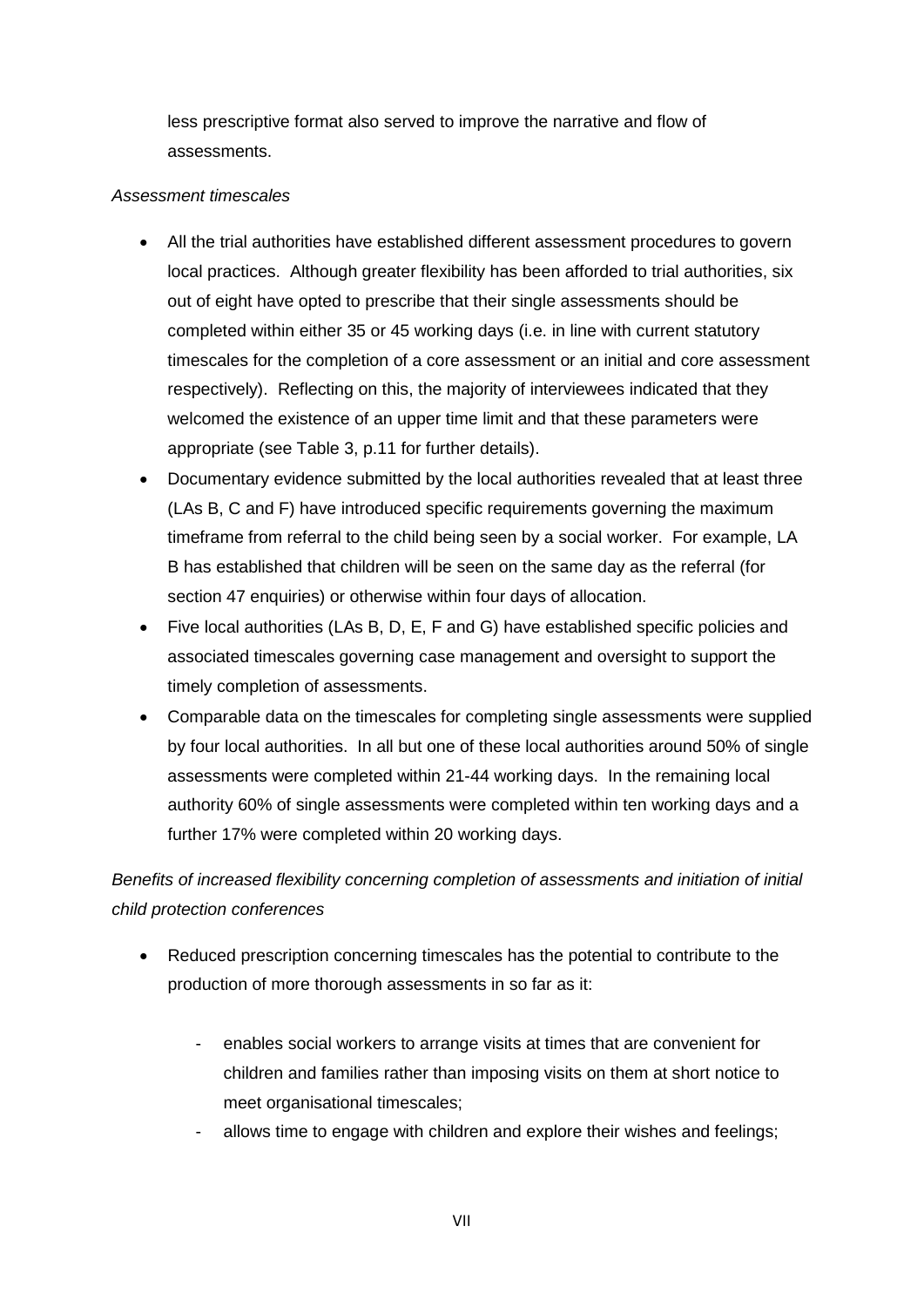less prescriptive format also served to improve the narrative and flow of assessments.

*Assessment timescales*

- All the trial authorities have established different assessment procedures to govern local practices. Although greater flexibility has been afforded to trial authorities, six out of eight have opted to prescribe that their single assessments should be completed within either 35 or 45 working days (i.e. in line with current statutory timescales for the completion of a core assessment or an initial and core assessment respectively). Reflecting on this, the majority of interviewees indicated that they welcomed the existence of an upper time limit and that these parameters were appropriate (see Table 3, p.11 for further details).
- Documentary evidence submitted by the local authorities revealed that at least three (LAs B, C and F) have introduced specific requirements governing the maximum timeframe from referral to the child being seen by a social worker. For example, LA B has established that children will be seen on the same day as the referral (for section 47 enquiries) or otherwise within four days of allocation.
- Five local authorities (LAs B, D, E, F and G) have established specific policies and associated timescales governing case management and oversight to support the timely completion of assessments.
- Comparable data on the timescales for completing single assessments were supplied by four local authorities. In all but one of these local authorities around 50% of single assessments were completed within 21-44 working days. In the remaining local authority 60% of single assessments were completed within ten working days and a further 17% were completed within 20 working days.

*Benefits of increased flexibility concerning completion of assessments and initiation of initial child protection conferences*

- Reduced prescription concerning timescales has the potential to contribute to the production of more thorough assessments in so far as it:
  - enables social workers to arrange visits at times that are convenient for children and families rather than imposing visits on them at short notice to meet organisational timescales;
  - allows time to engage with children and explore their wishes and feelings;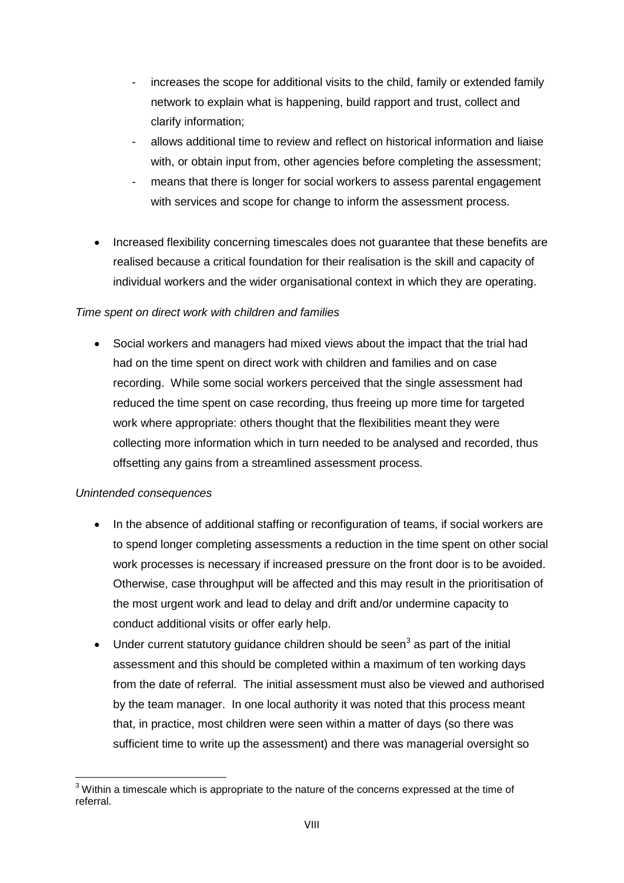- increases the scope for additional visits to the child, family or extended family network to explain what is happening, build rapport and trust, collect and clarify information;
- allows additional time to review and reflect on historical information and liaise with, or obtain input from, other agencies before completing the assessment;
- means that there is longer for social workers to assess parental engagement with services and scope for change to inform the assessment process.

- Increased flexibility concerning timescales does not guarantee that these benefits are realised because a critical foundation for their realisation is the skill and capacity of individual workers and the wider organisational context in which they are operating.

*Time spent on direct work with children and families*

- Social workers and managers had mixed views about the impact that the trial had had on the time spent on direct work with children and families and on case recording. While some social workers perceived that the single assessment had reduced the time spent on case recording, thus freeing up more time for targeted work where appropriate: others thought that the flexibilities meant they were collecting more information which in turn needed to be analysed and recorded, thus offsetting any gains from a streamlined assessment process.

*Unintended consequences*

- In the absence of additional staffing or reconfiguration of teams, if social workers are to spend longer completing assessments a reduction in the time spent on other social work processes is necessary if increased pressure on the front door is to be avoided. Otherwise, case throughput will be affected and this may result in the prioritisation of the most urgent work and lead to delay and drift and/or undermine capacity to conduct additional visits or offer early help.
- Under current statutory guidance children should be seen[3] as part of the initial assessment and this should be completed within a maximum of ten working days from the date of referral. The initial assessment must also be viewed and authorised by the team manager. In one local authority it was noted that this process meant that, in practice, most children were seen within a matter of days (so there was sufficient time to write up the assessment) and there was managerial oversight so

[3] Within a timescale which is appropriate to the nature of the concerns expressed at the time of referral.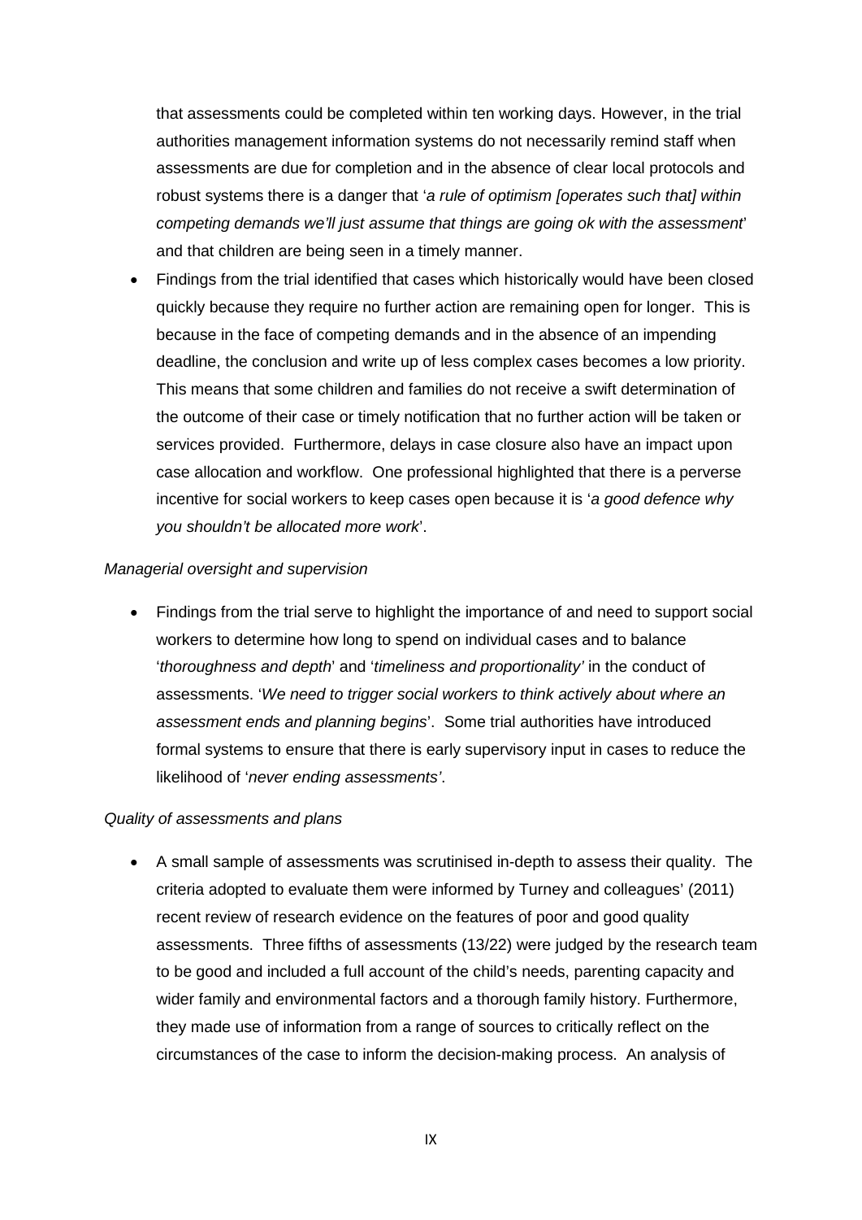that assessments could be completed within ten working days. However, in the trial authorities management information systems do not necessarily remind staff when assessments are due for completion and in the absence of clear local protocols and robust systems there is a danger that '*a rule of optimism [operates such that] within competing demands we'll just assume that things are going ok with the assessment*' and that children are being seen in a timely manner.

- Findings from the trial identified that cases which historically would have been closed quickly because they require no further action are remaining open for longer. This is because in the face of competing demands and in the absence of an impending deadline, the conclusion and write up of less complex cases becomes a low priority. This means that some children and families do not receive a swift determination of the outcome of their case or timely notification that no further action will be taken or services provided. Furthermore, delays in case closure also have an impact upon case allocation and workflow. One professional highlighted that there is a perverse incentive for social workers to keep cases open because it is '*a good defence why you shouldn't be allocated more work*'.

*Managerial oversight and supervision*

- Findings from the trial serve to highlight the importance of and need to support social workers to determine how long to spend on individual cases and to balance '*thoroughness and depth*' and '*timeliness and proportionality'* in the conduct of assessments. '*We need to trigger social workers to think actively about where an assessment ends and planning begins*'. Some trial authorities have introduced formal systems to ensure that there is early supervisory input in cases to reduce the likelihood of '*never ending assessments'*.

*Quality of assessments and plans*

- A small sample of assessments was scrutinised in-depth to assess their quality. The criteria adopted to evaluate them were informed by Turney and colleagues' (2011) recent review of research evidence on the features of poor and good quality assessments. Three fifths of assessments (13/22) were judged by the research team to be good and included a full account of the child's needs, parenting capacity and wider family and environmental factors and a thorough family history. Furthermore, they made use of information from a range of sources to critically reflect on the circumstances of the case to inform the decision-making process. An analysis of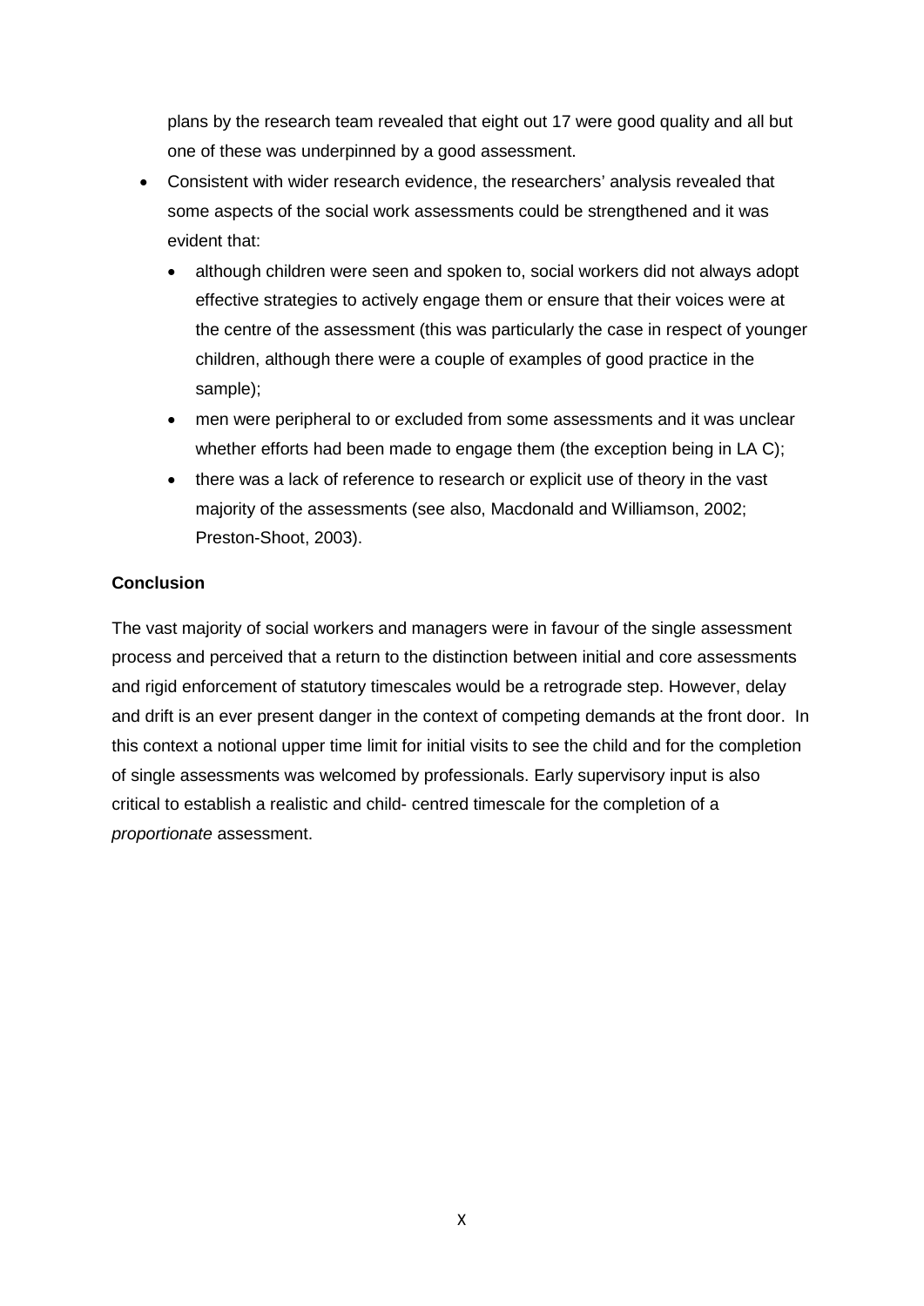plans by the research team revealed that eight out 17 were good quality and all but one of these was underpinned by a good assessment.

- Consistent with wider research evidence, the researchers' analysis revealed that some aspects of the social work assessments could be strengthened and it was evident that:
  - although children were seen and spoken to, social workers did not always adopt effective strategies to actively engage them or ensure that their voices were at the centre of the assessment (this was particularly the case in respect of younger children, although there were a couple of examples of good practice in the sample);
  - men were peripheral to or excluded from some assessments and it was unclear whether efforts had been made to engage them (the exception being in LA C);
  - there was a lack of reference to research or explicit use of theory in the vast majority of the assessments (see also, Macdonald and Williamson, 2002; Preston-Shoot, 2003).

**Conclusion**

The vast majority of social workers and managers were in favour of the single assessment process and perceived that a return to the distinction between initial and core assessments and rigid enforcement of statutory timescales would be a retrograde step. However, delay and drift is an ever present danger in the context of competing demands at the front door. In this context a notional upper time limit for initial visits to see the child and for the completion of single assessments was welcomed by professionals. Early supervisory input is also critical to establish a realistic and child- centred timescale for the completion of a *proportionate* assessment.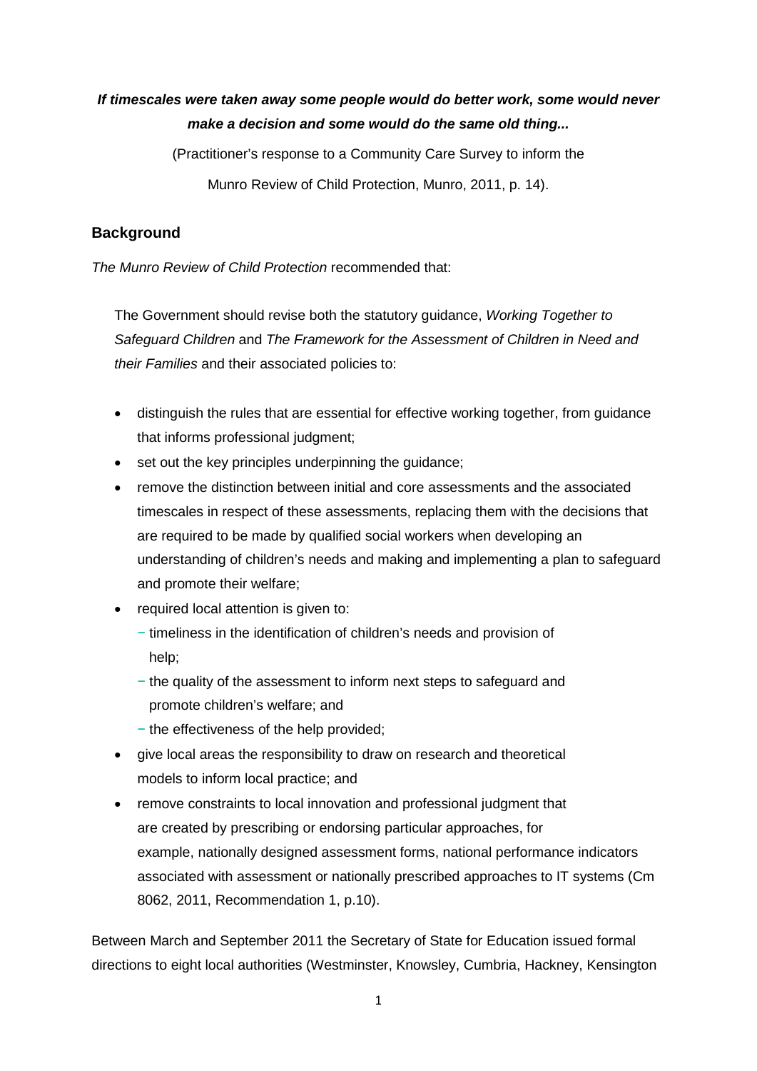***If timescales were taken away some people would do better work, some would never make a decision and some would do the same old thing...***

(Practitioner's response to a Community Care Survey to inform the

Munro Review of Child Protection, Munro, 2011, p. 14).

## Background

*The Munro Review of Child Protection* recommended that:

> The Government should revise both the statutory guidance, *Working Together to Safeguard Children* and *The Framework for the Assessment of Children in Need and their Families* and their associated policies to:
>
> - distinguish the rules that are essential for effective working together, from guidance that informs professional judgment;
> - set out the key principles underpinning the guidance;
> - remove the distinction between initial and core assessments and the associated timescales in respect of these assessments, replacing them with the decisions that are required to be made by qualified social workers when developing an understanding of children's needs and making and implementing a plan to safeguard and promote their welfare;
> - required local attention is given to:
>   - timeliness in the identification of children's needs and provision of help;
>   - the quality of the assessment to inform next steps to safeguard and promote children's welfare; and
>   - the effectiveness of the help provided;
> - give local areas the responsibility to draw on research and theoretical models to inform local practice; and
> - remove constraints to local innovation and professional judgment that are created by prescribing or endorsing particular approaches, for example, nationally designed assessment forms, national performance indicators associated with assessment or nationally prescribed approaches to IT systems (Cm 8062, 2011, Recommendation 1, p.10).

Between March and September 2011 the Secretary of State for Education issued formal directions to eight local authorities (Westminster, Knowsley, Cumbria, Hackney, Kensington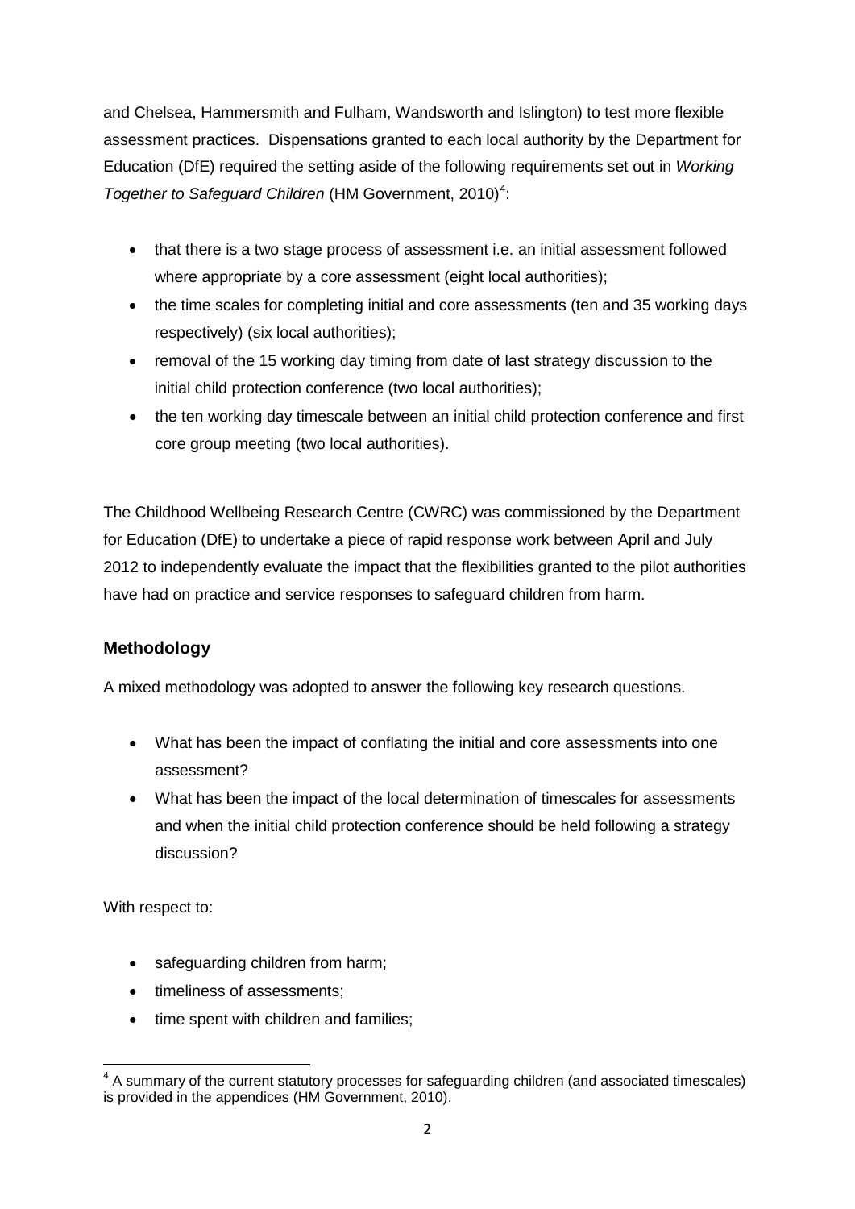and Chelsea, Hammersmith and Fulham, Wandsworth and Islington) to test more flexible assessment practices. Dispensations granted to each local authority by the Department for Education (DfE) required the setting aside of the following requirements set out in *Working Together to Safeguard Children* (HM Government, 2010)[4]:

- that there is a two stage process of assessment i.e. an initial assessment followed where appropriate by a core assessment (eight local authorities);
- the time scales for completing initial and core assessments (ten and 35 working days respectively) (six local authorities);
- removal of the 15 working day timing from date of last strategy discussion to the initial child protection conference (two local authorities);
- the ten working day timescale between an initial child protection conference and first core group meeting (two local authorities).

The Childhood Wellbeing Research Centre (CWRC) was commissioned by the Department for Education (DfE) to undertake a piece of rapid response work between April and July 2012 to independently evaluate the impact that the flexibilities granted to the pilot authorities have had on practice and service responses to safeguard children from harm.

## Methodology

A mixed methodology was adopted to answer the following key research questions.

- What has been the impact of conflating the initial and core assessments into one assessment?
- What has been the impact of the local determination of timescales for assessments and when the initial child protection conference should be held following a strategy discussion?

With respect to:

- safeguarding children from harm;
- timeliness of assessments;
- time spent with children and families;

[4] A summary of the current statutory processes for safeguarding children (and associated timescales) is provided in the appendices (HM Government, 2010).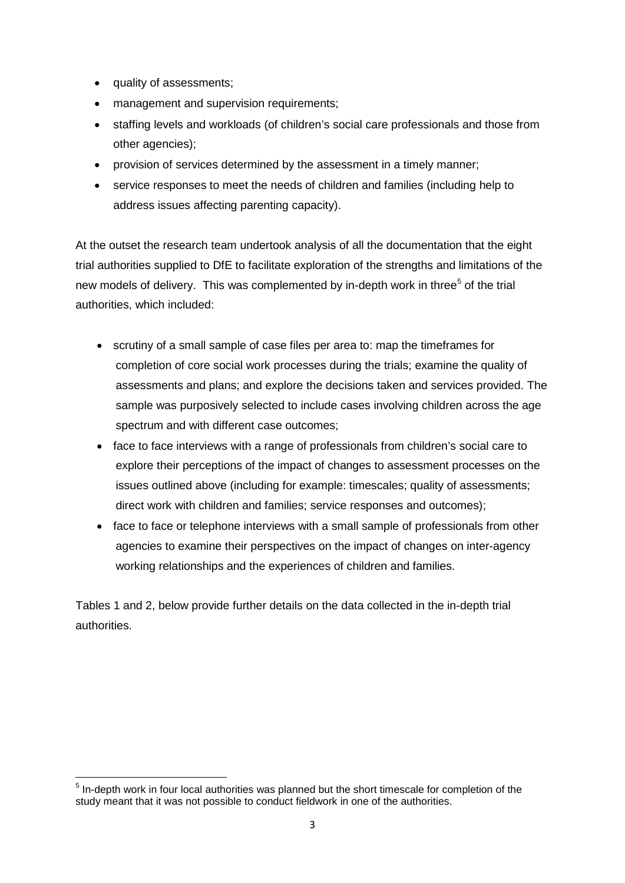- quality of assessments;
- management and supervision requirements;
- staffing levels and workloads (of children's social care professionals and those from other agencies);
- provision of services determined by the assessment in a timely manner;
- service responses to meet the needs of children and families (including help to address issues affecting parenting capacity).

At the outset the research team undertook analysis of all the documentation that the eight trial authorities supplied to DfE to facilitate exploration of the strengths and limitations of the new models of delivery. This was complemented by in-depth work in three[5] of the trial authorities, which included:

- scrutiny of a small sample of case files per area to: map the timeframes for completion of core social work processes during the trials; examine the quality of assessments and plans; and explore the decisions taken and services provided. The sample was purposively selected to include cases involving children across the age spectrum and with different case outcomes;
- face to face interviews with a range of professionals from children's social care to explore their perceptions of the impact of changes to assessment processes on the issues outlined above (including for example: timescales; quality of assessments; direct work with children and families; service responses and outcomes);
- face to face or telephone interviews with a small sample of professionals from other agencies to examine their perspectives on the impact of changes on inter-agency working relationships and the experiences of children and families.

Tables 1 and 2, below provide further details on the data collected in the in-depth trial authorities.

[5] In-depth work in four local authorities was planned but the short timescale for completion of the study meant that it was not possible to conduct fieldwork in one of the authorities.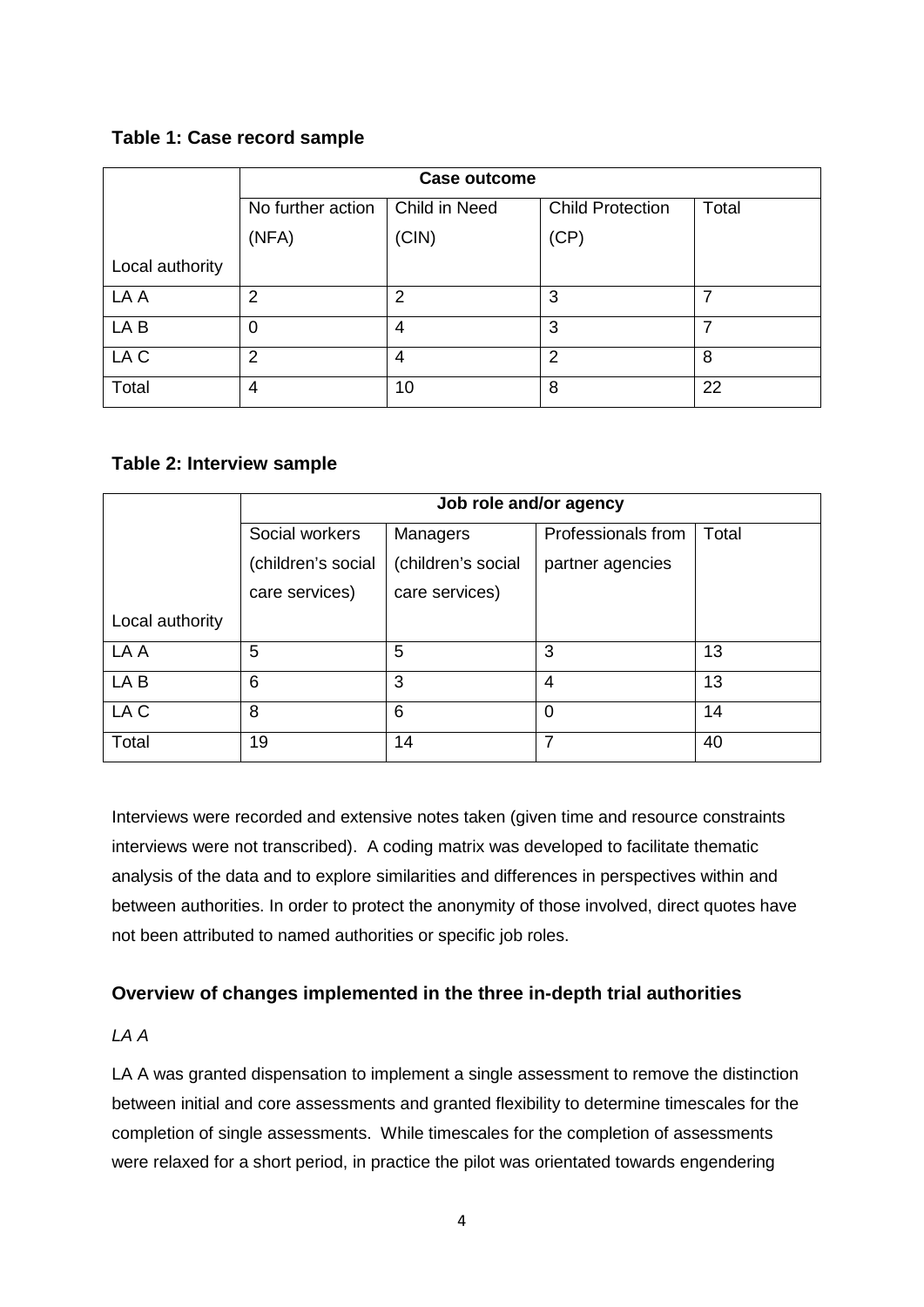**Table 1: Case record sample**

| | Case outcome | | | |
|---|---|---|---|---|
| Local authority | No further action (NFA) | Child in Need (CIN) | Child Protection (CP) | Total |
| LA A | 2 | 2 | 3 | 7 |
| LA B | 0 | 4 | 3 | 7 |
| LA C | 2 | 4 | 2 | 8 |
| Total | 4 | 10 | 8 | 22 |

**Table 2: Interview sample**

| | Job role and/or agency | | | |
|---|---|---|---|---|
| Local authority | Social workers (children's social care services) | Managers (children's social care services) | Professionals from partner agencies | Total |
| LA A | 5 | 5 | 3 | 13 |
| LA B | 6 | 3 | 4 | 13 |
| LA C | 8 | 6 | 0 | 14 |
| Total | 19 | 14 | 7 | 40 |

Interviews were recorded and extensive notes taken (given time and resource constraints interviews were not transcribed). A coding matrix was developed to facilitate thematic analysis of the data and to explore similarities and differences in perspectives within and between authorities. In order to protect the anonymity of those involved, direct quotes have not been attributed to named authorities or specific job roles.

### Overview of changes implemented in the three in-depth trial authorities

*LA A*

LA A was granted dispensation to implement a single assessment to remove the distinction between initial and core assessments and granted flexibility to determine timescales for the completion of single assessments. While timescales for the completion of assessments were relaxed for a short period, in practice the pilot was orientated towards engendering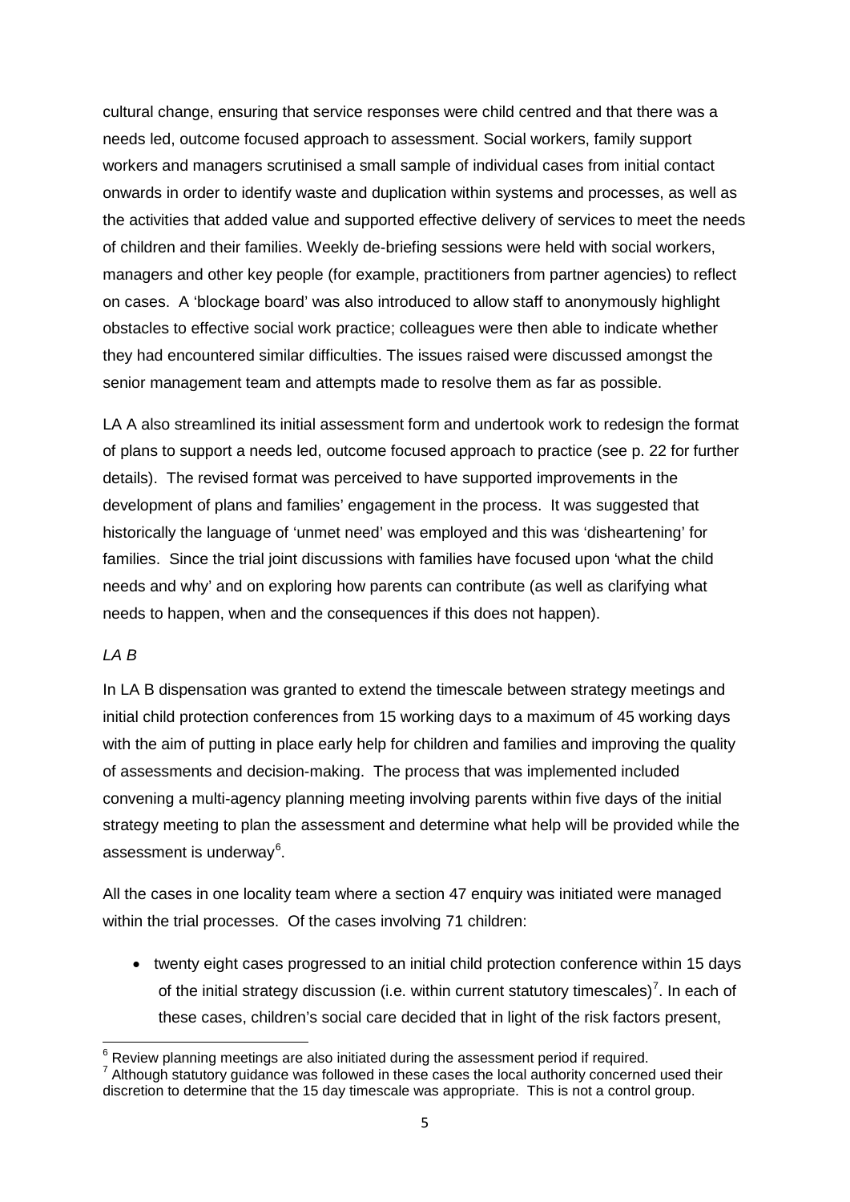cultural change, ensuring that service responses were child centred and that there was a needs led, outcome focused approach to assessment. Social workers, family support workers and managers scrutinised a small sample of individual cases from initial contact onwards in order to identify waste and duplication within systems and processes, as well as the activities that added value and supported effective delivery of services to meet the needs of children and their families. Weekly de-briefing sessions were held with social workers, managers and other key people (for example, practitioners from partner agencies) to reflect on cases. A 'blockage board' was also introduced to allow staff to anonymously highlight obstacles to effective social work practice; colleagues were then able to indicate whether they had encountered similar difficulties. The issues raised were discussed amongst the senior management team and attempts made to resolve them as far as possible.

LA A also streamlined its initial assessment form and undertook work to redesign the format of plans to support a needs led, outcome focused approach to practice (see p. 22 for further details). The revised format was perceived to have supported improvements in the development of plans and families' engagement in the process. It was suggested that historically the language of 'unmet need' was employed and this was 'disheartening' for families. Since the trial joint discussions with families have focused upon 'what the child needs and why' and on exploring how parents can contribute (as well as clarifying what needs to happen, when and the consequences if this does not happen).

*LA B*

In LA B dispensation was granted to extend the timescale between strategy meetings and initial child protection conferences from 15 working days to a maximum of 45 working days with the aim of putting in place early help for children and families and improving the quality of assessments and decision-making. The process that was implemented included convening a multi-agency planning meeting involving parents within five days of the initial strategy meeting to plan the assessment and determine what help will be provided while the assessment is underway[6].

All the cases in one locality team where a section 47 enquiry was initiated were managed within the trial processes. Of the cases involving 71 children:

- twenty eight cases progressed to an initial child protection conference within 15 days of the initial strategy discussion (i.e. within current statutory timescales)[7]. In each of these cases, children's social care decided that in light of the risk factors present,

[6] Review planning meetings are also initiated during the assessment period if required.

[7] Although statutory guidance was followed in these cases the local authority concerned used their discretion to determine that the 15 day timescale was appropriate. This is not a control group.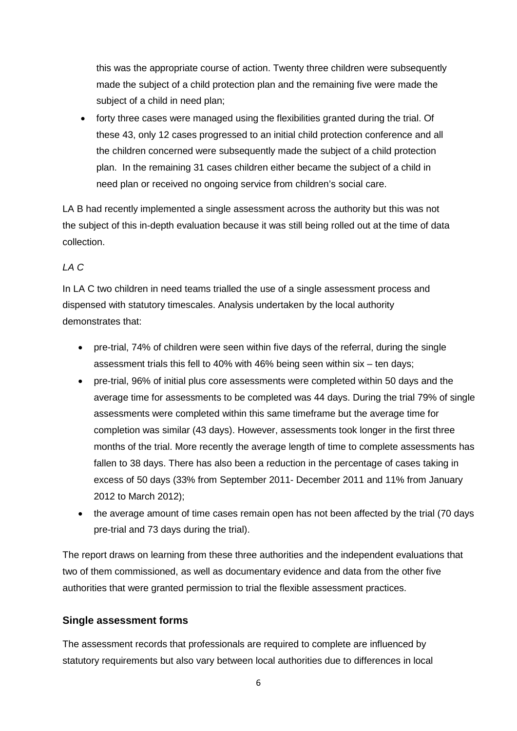this was the appropriate course of action. Twenty three children were subsequently made the subject of a child protection plan and the remaining five were made the subject of a child in need plan;

- forty three cases were managed using the flexibilities granted during the trial. Of these 43, only 12 cases progressed to an initial child protection conference and all the children concerned were subsequently made the subject of a child protection plan. In the remaining 31 cases children either became the subject of a child in need plan or received no ongoing service from children's social care.

LA B had recently implemented a single assessment across the authority but this was not the subject of this in-depth evaluation because it was still being rolled out at the time of data collection.

*LA C*

In LA C two children in need teams trialled the use of a single assessment process and dispensed with statutory timescales. Analysis undertaken by the local authority demonstrates that:

- pre-trial, 74% of children were seen within five days of the referral, during the single assessment trials this fell to 40% with 46% being seen within six – ten days;
- pre-trial, 96% of initial plus core assessments were completed within 50 days and the average time for assessments to be completed was 44 days. During the trial 79% of single assessments were completed within this same timeframe but the average time for completion was similar (43 days). However, assessments took longer in the first three months of the trial. More recently the average length of time to complete assessments has fallen to 38 days. There has also been a reduction in the percentage of cases taking in excess of 50 days (33% from September 2011- December 2011 and 11% from January 2012 to March 2012);
- the average amount of time cases remain open has not been affected by the trial (70 days pre-trial and 73 days during the trial).

The report draws on learning from these three authorities and the independent evaluations that two of them commissioned, as well as documentary evidence and data from the other five authorities that were granted permission to trial the flexible assessment practices.

### Single assessment forms

The assessment records that professionals are required to complete are influenced by statutory requirements but also vary between local authorities due to differences in local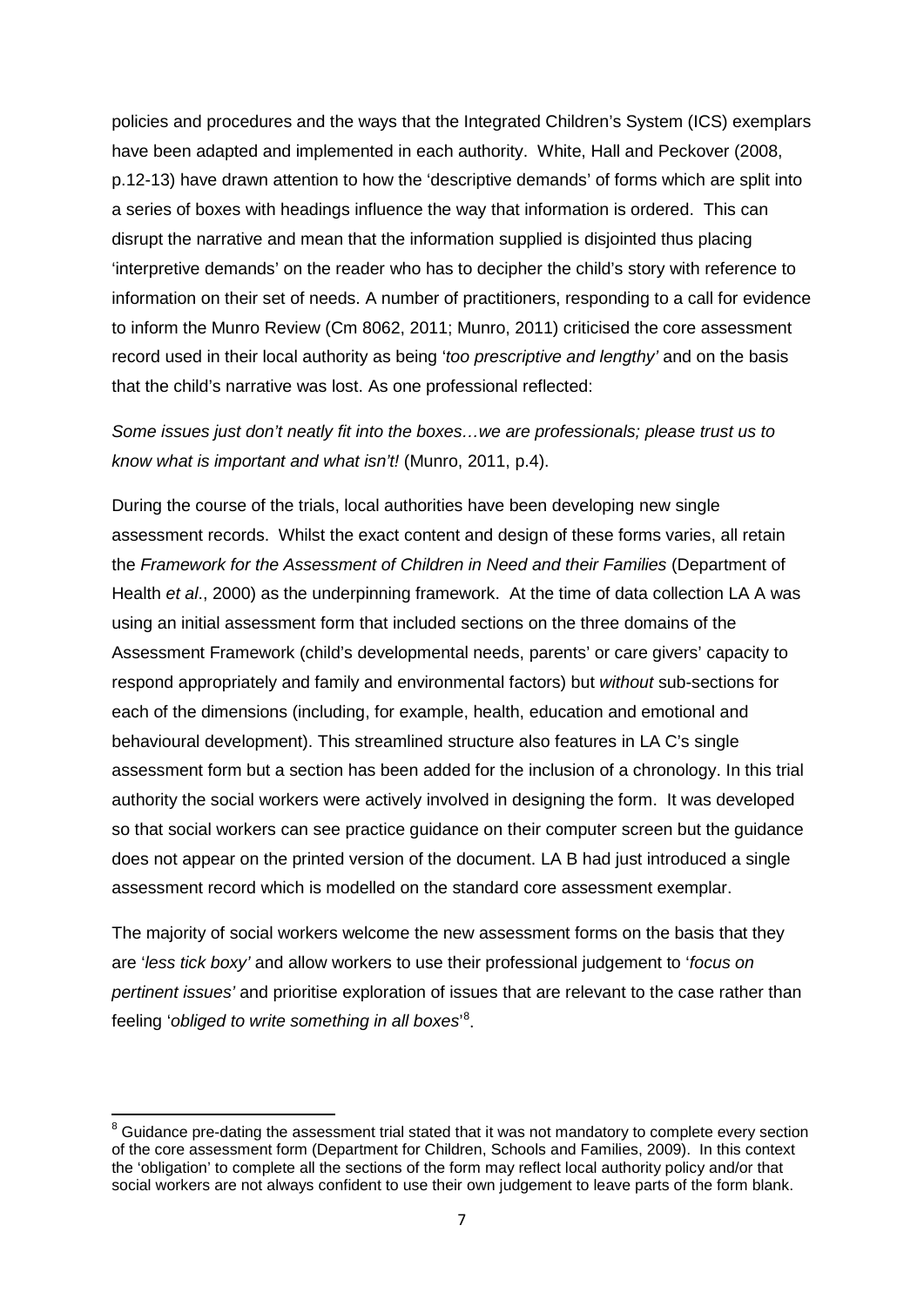policies and procedures and the ways that the Integrated Children's System (ICS) exemplars have been adapted and implemented in each authority. White, Hall and Peckover (2008, p.12-13) have drawn attention to how the 'descriptive demands' of forms which are split into a series of boxes with headings influence the way that information is ordered. This can disrupt the narrative and mean that the information supplied is disjointed thus placing 'interpretive demands' on the reader who has to decipher the child's story with reference to information on their set of needs. A number of practitioners, responding to a call for evidence to inform the Munro Review (Cm 8062, 2011; Munro, 2011) criticised the core assessment record used in their local authority as being '*too prescriptive and lengthy'* and on the basis that the child's narrative was lost. As one professional reflected:

*Some issues just don't neatly fit into the boxes…we are professionals; please trust us to know what is important and what isn't!* (Munro, 2011, p.4).

During the course of the trials, local authorities have been developing new single assessment records. Whilst the exact content and design of these forms varies, all retain the *Framework for the Assessment of Children in Need and their Families* (Department of Health *et al*., 2000) as the underpinning framework. At the time of data collection LA A was using an initial assessment form that included sections on the three domains of the Assessment Framework (child's developmental needs, parents' or care givers' capacity to respond appropriately and family and environmental factors) but *without* sub-sections for each of the dimensions (including, for example, health, education and emotional and behavioural development). This streamlined structure also features in LA C's single assessment form but a section has been added for the inclusion of a chronology. In this trial authority the social workers were actively involved in designing the form. It was developed so that social workers can see practice guidance on their computer screen but the guidance does not appear on the printed version of the document. LA B had just introduced a single assessment record which is modelled on the standard core assessment exemplar.

The majority of social workers welcome the new assessment forms on the basis that they are '*less tick boxy'* and allow workers to use their professional judgement to '*focus on pertinent issues'* and prioritise exploration of issues that are relevant to the case rather than feeling '*obliged to write something in all boxes*'[8].

[8] Guidance pre-dating the assessment trial stated that it was not mandatory to complete every section of the core assessment form (Department for Children, Schools and Families, 2009). In this context the 'obligation' to complete all the sections of the form may reflect local authority policy and/or that social workers are not always confident to use their own judgement to leave parts of the form blank.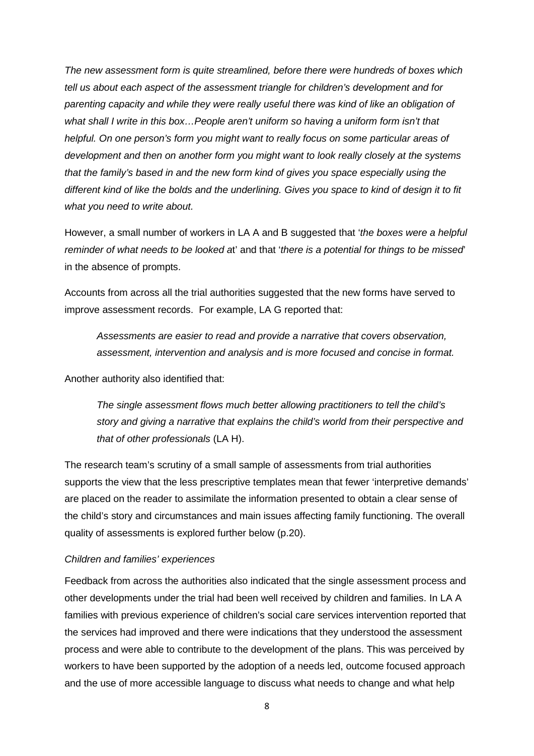*The new assessment form is quite streamlined, before there were hundreds of boxes which tell us about each aspect of the assessment triangle for children's development and for parenting capacity and while they were really useful there was kind of like an obligation of what shall I write in this box…People aren't uniform so having a uniform form isn't that helpful. On one person's form you might want to really focus on some particular areas of development and then on another form you might want to look really closely at the systems that the family's based in and the new form kind of gives you space especially using the different kind of like the bolds and the underlining. Gives you space to kind of design it to fit what you need to write about.*

However, a small number of workers in LA A and B suggested that '*the boxes were a helpful reminder of what needs to be looked a*t' and that '*there is a potential for things to be missed*' in the absence of prompts.

Accounts from across all the trial authorities suggested that the new forms have served to improve assessment records. For example, LA G reported that:

> *Assessments are easier to read and provide a narrative that covers observation, assessment, intervention and analysis and is more focused and concise in format.*

Another authority also identified that:

> *The single assessment flows much better allowing practitioners to tell the child's story and giving a narrative that explains the child's world from their perspective and that of other professionals* (LA H).

The research team's scrutiny of a small sample of assessments from trial authorities supports the view that the less prescriptive templates mean that fewer 'interpretive demands' are placed on the reader to assimilate the information presented to obtain a clear sense of the child's story and circumstances and main issues affecting family functioning. The overall quality of assessments is explored further below (p.20).

*Children and families' experiences*

Feedback from across the authorities also indicated that the single assessment process and other developments under the trial had been well received by children and families. In LA A families with previous experience of children's social care services intervention reported that the services had improved and there were indications that they understood the assessment process and were able to contribute to the development of the plans. This was perceived by workers to have been supported by the adoption of a needs led, outcome focused approach and the use of more accessible language to discuss what needs to change and what help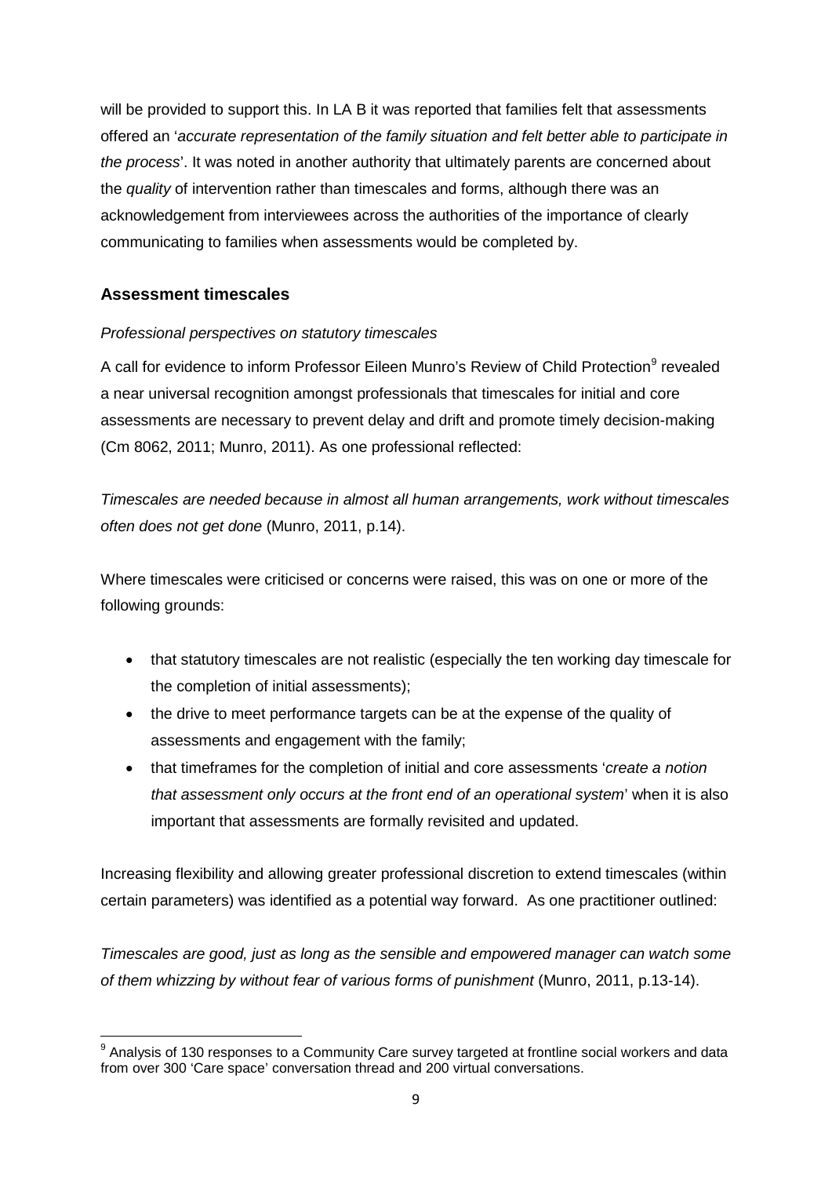will be provided to support this. In LA B it was reported that families felt that assessments offered an '*accurate representation of the family situation and felt better able to participate in the process*'. It was noted in another authority that ultimately parents are concerned about the *quality* of intervention rather than timescales and forms, although there was an acknowledgement from interviewees across the authorities of the importance of clearly communicating to families when assessments would be completed by.

### Assessment timescales

*Professional perspectives on statutory timescales*

A call for evidence to inform Professor Eileen Munro's Review of Child Protection[9] revealed a near universal recognition amongst professionals that timescales for initial and core assessments are necessary to prevent delay and drift and promote timely decision-making (Cm 8062, 2011; Munro, 2011). As one professional reflected:

*Timescales are needed because in almost all human arrangements, work without timescales often does not get done* (Munro, 2011, p.14).

Where timescales were criticised or concerns were raised, this was on one or more of the following grounds:

- that statutory timescales are not realistic (especially the ten working day timescale for the completion of initial assessments);
- the drive to meet performance targets can be at the expense of the quality of assessments and engagement with the family;
- that timeframes for the completion of initial and core assessments '*create a notion that assessment only occurs at the front end of an operational system*' when it is also important that assessments are formally revisited and updated.

Increasing flexibility and allowing greater professional discretion to extend timescales (within certain parameters) was identified as a potential way forward. As one practitioner outlined:

*Timescales are good, just as long as the sensible and empowered manager can watch some of them whizzing by without fear of various forms of punishment* (Munro, 2011, p.13-14).

[9] Analysis of 130 responses to a Community Care survey targeted at frontline social workers and data from over 300 'Care space' conversation thread and 200 virtual conversations.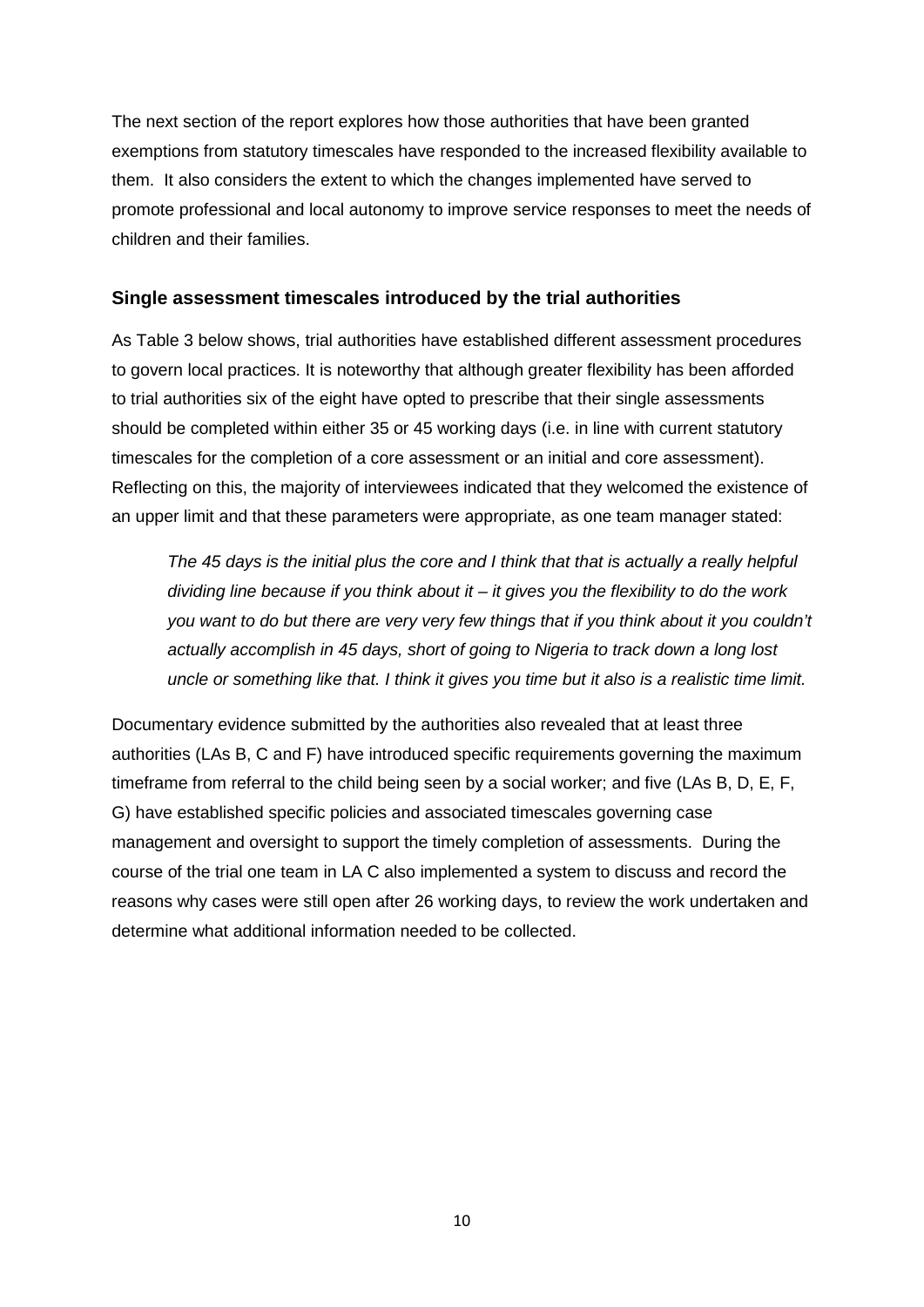The next section of the report explores how those authorities that have been granted exemptions from statutory timescales have responded to the increased flexibility available to them. It also considers the extent to which the changes implemented have served to promote professional and local autonomy to improve service responses to meet the needs of children and their families.

### Single assessment timescales introduced by the trial authorities

As Table 3 below shows, trial authorities have established different assessment procedures to govern local practices. It is noteworthy that although greater flexibility has been afforded to trial authorities six of the eight have opted to prescribe that their single assessments should be completed within either 35 or 45 working days (i.e. in line with current statutory timescales for the completion of a core assessment or an initial and core assessment). Reflecting on this, the majority of interviewees indicated that they welcomed the existence of an upper limit and that these parameters were appropriate, as one team manager stated:

> *The 45 days is the initial plus the core and I think that that is actually a really helpful dividing line because if you think about it – it gives you the flexibility to do the work you want to do but there are very very few things that if you think about it you couldn't actually accomplish in 45 days, short of going to Nigeria to track down a long lost uncle or something like that. I think it gives you time but it also is a realistic time limit.*

Documentary evidence submitted by the authorities also revealed that at least three authorities (LAs B, C and F) have introduced specific requirements governing the maximum timeframe from referral to the child being seen by a social worker; and five (LAs B, D, E, F, G) have established specific policies and associated timescales governing case management and oversight to support the timely completion of assessments. During the course of the trial one team in LA C also implemented a system to discuss and record the reasons why cases were still open after 26 working days, to review the work undertaken and determine what additional information needed to be collected.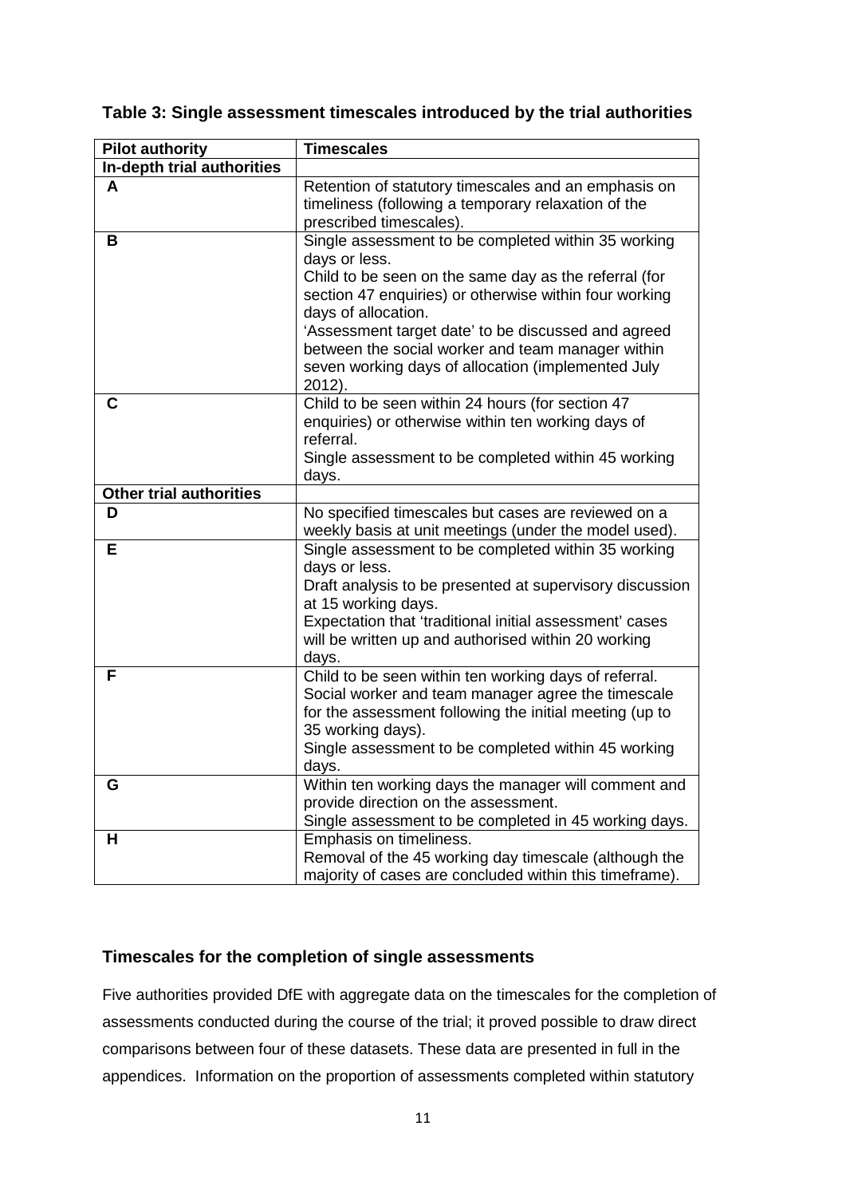**Table 3: Single assessment timescales introduced by the trial authorities**

| Pilot authority | Timescales |
|---|---|
| **In-depth trial authorities** | |
| **A** | Retention of statutory timescales and an emphasis on timeliness (following a temporary relaxation of the prescribed timescales). |
| **B** | Single assessment to be completed within 35 working days or less.<br>Child to be seen on the same day as the referral (for section 47 enquiries) or otherwise within four working days of allocation.<br>'Assessment target date' to be discussed and agreed between the social worker and team manager within seven working days of allocation (implemented July 2012). |
| **C** | Child to be seen within 24 hours (for section 47 enquiries) or otherwise within ten working days of referral.<br>Single assessment to be completed within 45 working days. |
| **Other trial authorities** | |
| **D** | No specified timescales but cases are reviewed on a weekly basis at unit meetings (under the model used). |
| **E** | Single assessment to be completed within 35 working days or less.<br>Draft analysis to be presented at supervisory discussion at 15 working days.<br>Expectation that 'traditional initial assessment' cases will be written up and authorised within 20 working days. |
| **F** | Child to be seen within ten working days of referral.<br>Social worker and team manager agree the timescale for the assessment following the initial meeting (up to 35 working days).<br>Single assessment to be completed within 45 working days. |
| **G** | Within ten working days the manager will comment and provide direction on the assessment.<br>Single assessment to be completed in 45 working days. |
| **H** | Emphasis on timeliness.<br>Removal of the 45 working day timescale (although the majority of cases are concluded within this timeframe). |

### Timescales for the completion of single assessments

Five authorities provided DfE with aggregate data on the timescales for the completion of assessments conducted during the course of the trial; it proved possible to draw direct comparisons between four of these datasets. These data are presented in full in the appendices. Information on the proportion of assessments completed within statutory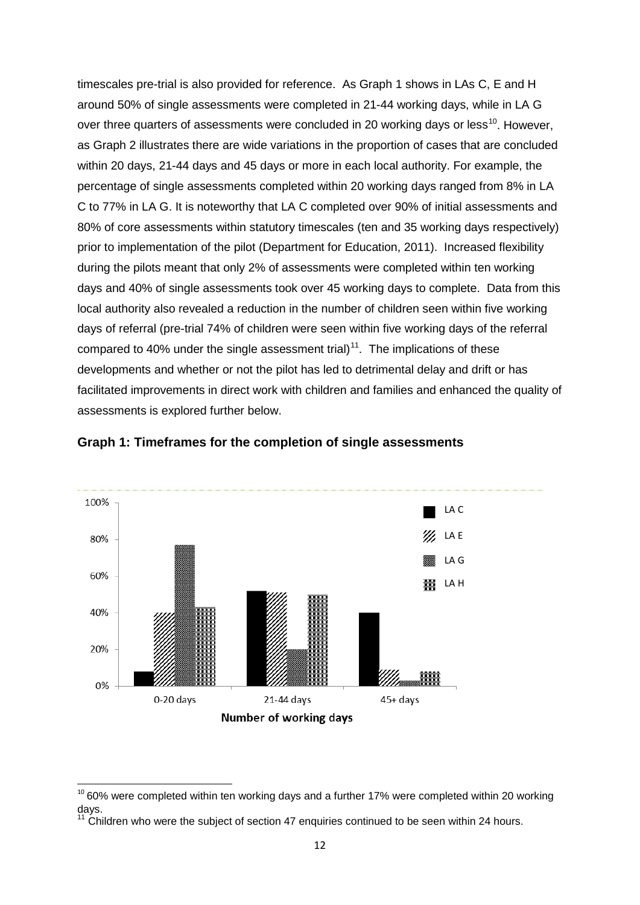timescales pre-trial is also provided for reference. As Graph 1 shows in LAs C, E and H around 50% of single assessments were completed in 21-44 working days, while in LA G over three quarters of assessments were concluded in 20 working days or less[10]. However, as Graph 2 illustrates there are wide variations in the proportion of cases that are concluded within 20 days, 21-44 days and 45 days or more in each local authority. For example, the percentage of single assessments completed within 20 working days ranged from 8% in LA C to 77% in LA G. It is noteworthy that LA C completed over 90% of initial assessments and 80% of core assessments within statutory timescales (ten and 35 working days respectively) prior to implementation of the pilot (Department for Education, 2011). Increased flexibility during the pilots meant that only 2% of assessments were completed within ten working days and 40% of single assessments took over 45 working days to complete. Data from this local authority also revealed a reduction in the number of children seen within five working days of referral (pre-trial 74% of children were seen within five working days of the referral compared to 40% under the single assessment trial)[11]. The implications of these developments and whether or not the pilot has led to detrimental delay and drift or has facilitated improvements in direct work with children and families and enhanced the quality of assessments is explored further below.

**Graph 1: Timeframes for the completion of single assessments**

[10] 60% were completed within ten working days and a further 17% were completed within 20 working days.

[11] Children who were the subject of section 47 enquiries continued to be seen within 24 hours.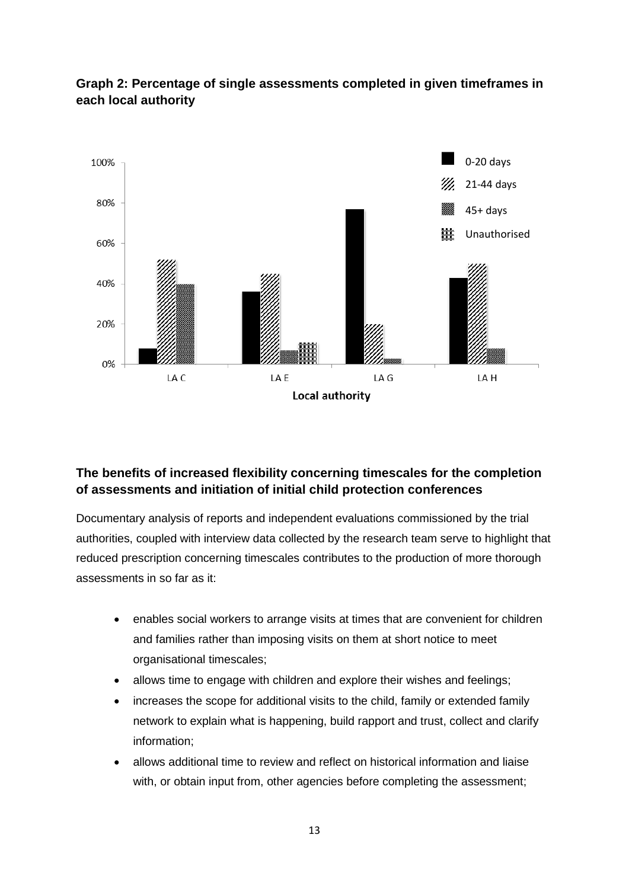**Graph 2: Percentage of single assessments completed in given timeframes in each local authority**

## The benefits of increased flexibility concerning timescales for the completion of assessments and initiation of initial child protection conferences

Documentary analysis of reports and independent evaluations commissioned by the trial authorities, coupled with interview data collected by the research team serve to highlight that reduced prescription concerning timescales contributes to the production of more thorough assessments in so far as it:

- enables social workers to arrange visits at times that are convenient for children and families rather than imposing visits on them at short notice to meet organisational timescales;
- allows time to engage with children and explore their wishes and feelings;
- increases the scope for additional visits to the child, family or extended family network to explain what is happening, build rapport and trust, collect and clarify information;
- allows additional time to review and reflect on historical information and liaise with, or obtain input from, other agencies before completing the assessment;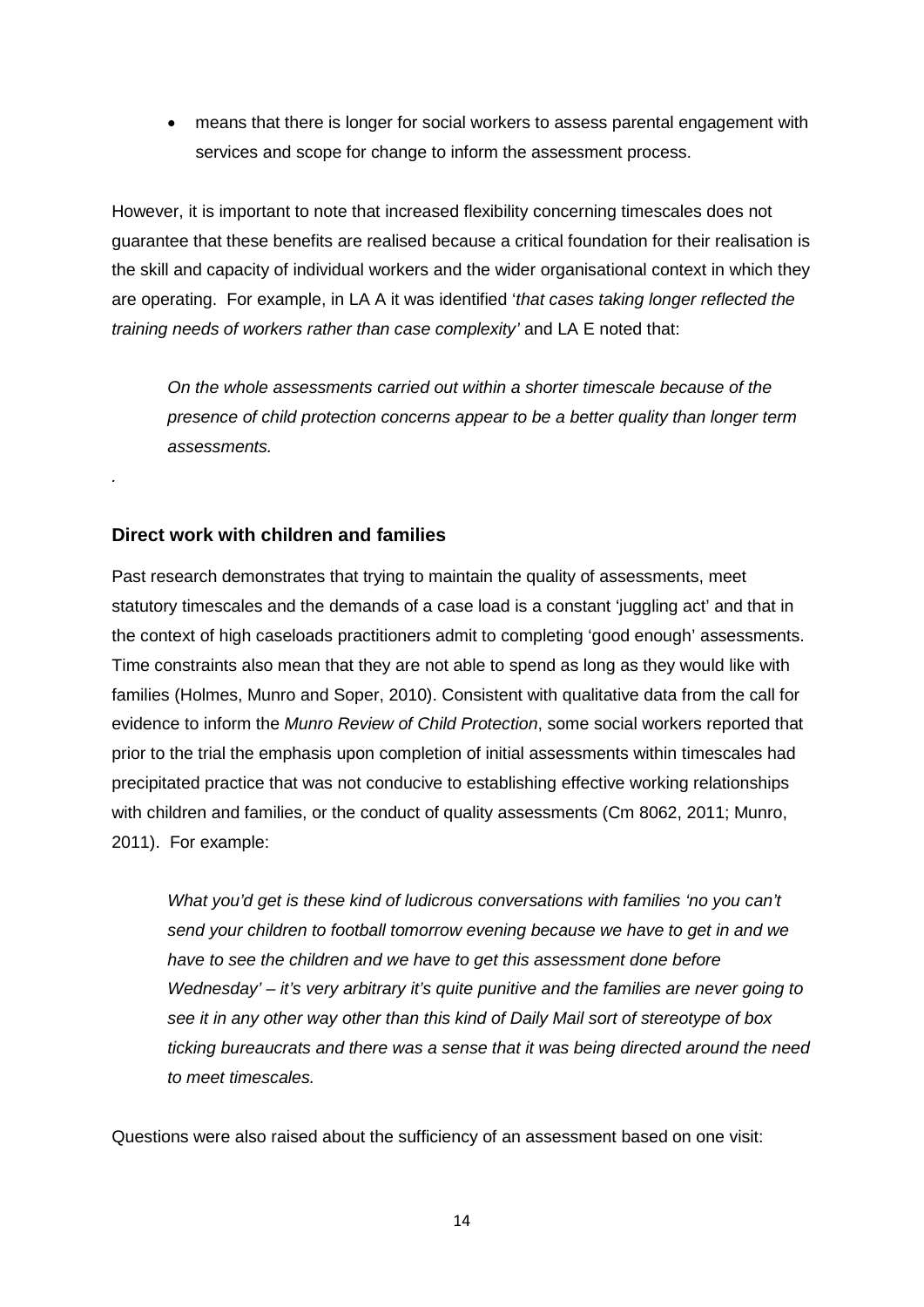- means that there is longer for social workers to assess parental engagement with services and scope for change to inform the assessment process.

However, it is important to note that increased flexibility concerning timescales does not guarantee that these benefits are realised because a critical foundation for their realisation is the skill and capacity of individual workers and the wider organisational context in which they are operating. For example, in LA A it was identified '*that cases taking longer reflected the training needs of workers rather than case complexity'* and LA E noted that:

> *On the whole assessments carried out within a shorter timescale because of the presence of child protection concerns appear to be a better quality than longer term assessments.*

.

### Direct work with children and families

Past research demonstrates that trying to maintain the quality of assessments, meet statutory timescales and the demands of a case load is a constant 'juggling act' and that in the context of high caseloads practitioners admit to completing 'good enough' assessments. Time constraints also mean that they are not able to spend as long as they would like with families (Holmes, Munro and Soper, 2010). Consistent with qualitative data from the call for evidence to inform the *Munro Review of Child Protection*, some social workers reported that prior to the trial the emphasis upon completion of initial assessments within timescales had precipitated practice that was not conducive to establishing effective working relationships with children and families, or the conduct of quality assessments (Cm 8062, 2011; Munro, 2011). For example:

> *What you'd get is these kind of ludicrous conversations with families 'no you can't send your children to football tomorrow evening because we have to get in and we have to see the children and we have to get this assessment done before Wednesday' – it's very arbitrary it's quite punitive and the families are never going to see it in any other way other than this kind of Daily Mail sort of stereotype of box ticking bureaucrats and there was a sense that it was being directed around the need to meet timescales.*

Questions were also raised about the sufficiency of an assessment based on one visit: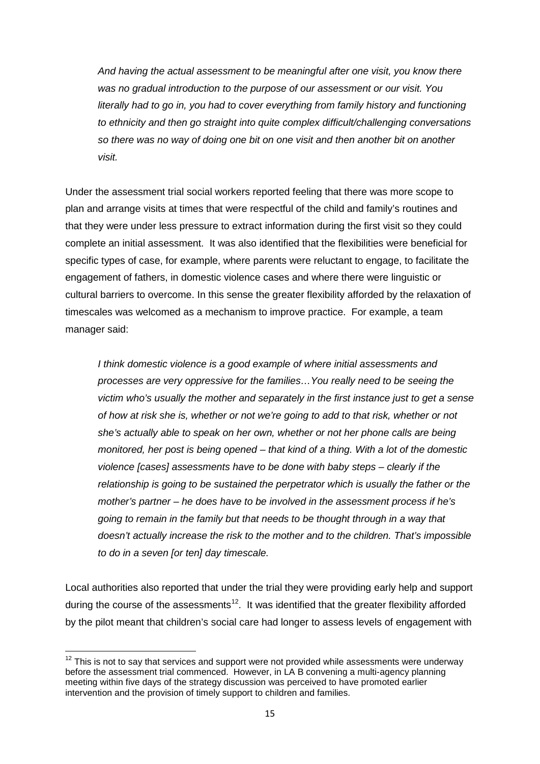*And having the actual assessment to be meaningful after one visit, you know there was no gradual introduction to the purpose of our assessment or our visit. You literally had to go in, you had to cover everything from family history and functioning to ethnicity and then go straight into quite complex difficult/challenging conversations so there was no way of doing one bit on one visit and then another bit on another visit.*

Under the assessment trial social workers reported feeling that there was more scope to plan and arrange visits at times that were respectful of the child and family's routines and that they were under less pressure to extract information during the first visit so they could complete an initial assessment. It was also identified that the flexibilities were beneficial for specific types of case, for example, where parents were reluctant to engage, to facilitate the engagement of fathers, in domestic violence cases and where there were linguistic or cultural barriers to overcome. In this sense the greater flexibility afforded by the relaxation of timescales was welcomed as a mechanism to improve practice. For example, a team manager said:

*I think domestic violence is a good example of where initial assessments and processes are very oppressive for the families…You really need to be seeing the victim who's usually the mother and separately in the first instance just to get a sense of how at risk she is, whether or not we're going to add to that risk, whether or not she's actually able to speak on her own, whether or not her phone calls are being monitored, her post is being opened – that kind of a thing. With a lot of the domestic violence [cases] assessments have to be done with baby steps – clearly if the relationship is going to be sustained the perpetrator which is usually the father or the mother's partner – he does have to be involved in the assessment process if he's going to remain in the family but that needs to be thought through in a way that doesn't actually increase the risk to the mother and to the children. That's impossible to do in a seven [or ten] day timescale.*

Local authorities also reported that under the trial they were providing early help and support during the course of the assessments[12]. It was identified that the greater flexibility afforded by the pilot meant that children's social care had longer to assess levels of engagement with

[12] This is not to say that services and support were not provided while assessments were underway before the assessment trial commenced. However, in LA B convening a multi-agency planning meeting within five days of the strategy discussion was perceived to have promoted earlier intervention and the provision of timely support to children and families.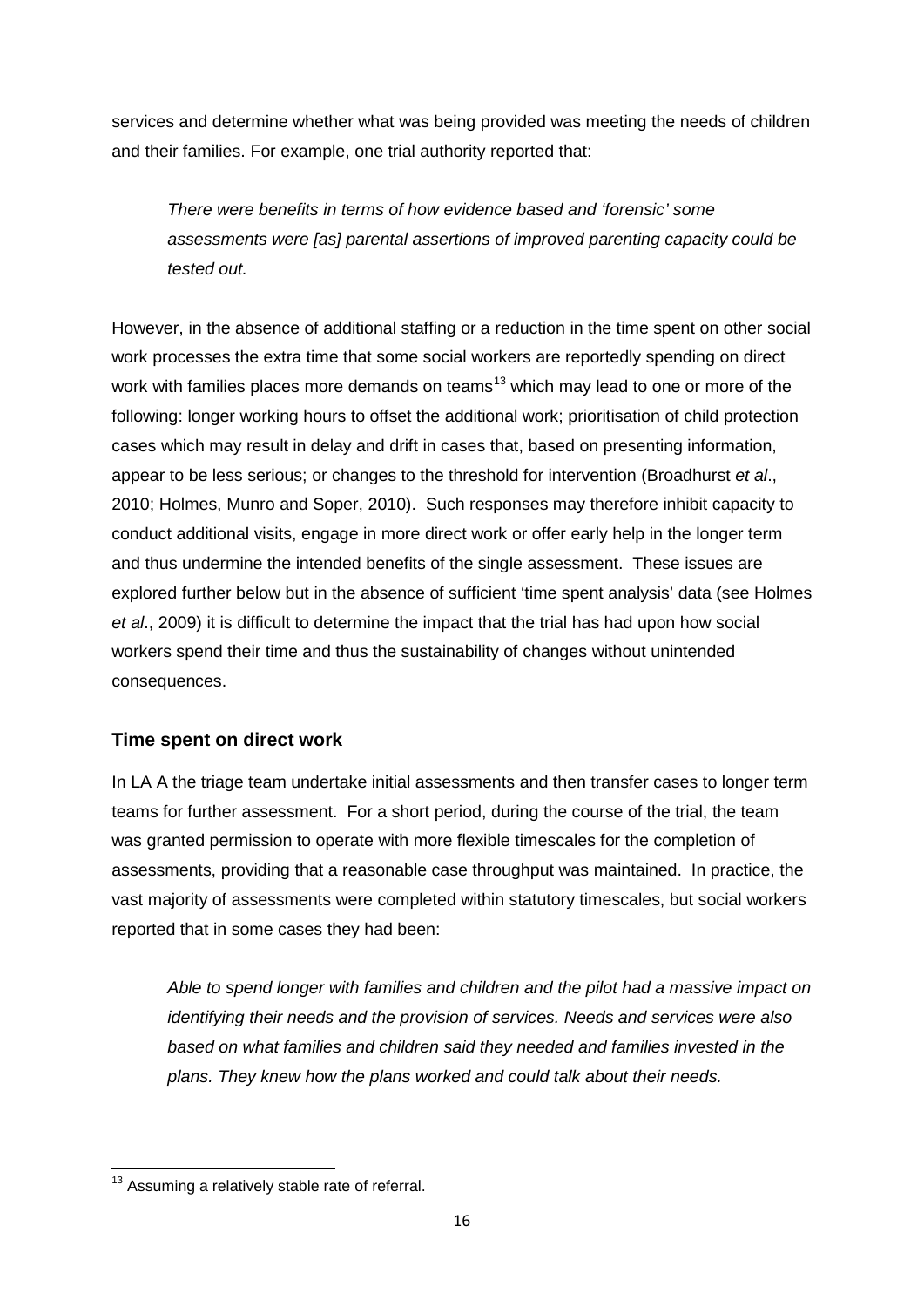services and determine whether what was being provided was meeting the needs of children and their families. For example, one trial authority reported that:

> *There were benefits in terms of how evidence based and 'forensic' some assessments were [as] parental assertions of improved parenting capacity could be tested out.*

However, in the absence of additional staffing or a reduction in the time spent on other social work processes the extra time that some social workers are reportedly spending on direct work with families places more demands on teams[13] which may lead to one or more of the following: longer working hours to offset the additional work; prioritisation of child protection cases which may result in delay and drift in cases that, based on presenting information, appear to be less serious; or changes to the threshold for intervention (Broadhurst *et al*., 2010; Holmes, Munro and Soper, 2010). Such responses may therefore inhibit capacity to conduct additional visits, engage in more direct work or offer early help in the longer term and thus undermine the intended benefits of the single assessment. These issues are explored further below but in the absence of sufficient 'time spent analysis' data (see Holmes *et al*., 2009) it is difficult to determine the impact that the trial has had upon how social workers spend their time and thus the sustainability of changes without unintended consequences.

### Time spent on direct work

In LA A the triage team undertake initial assessments and then transfer cases to longer term teams for further assessment. For a short period, during the course of the trial, the team was granted permission to operate with more flexible timescales for the completion of assessments, providing that a reasonable case throughput was maintained. In practice, the vast majority of assessments were completed within statutory timescales, but social workers reported that in some cases they had been:

> *Able to spend longer with families and children and the pilot had a massive impact on identifying their needs and the provision of services. Needs and services were also based on what families and children said they needed and families invested in the plans. They knew how the plans worked and could talk about their needs.*

---

[13] Assuming a relatively stable rate of referral.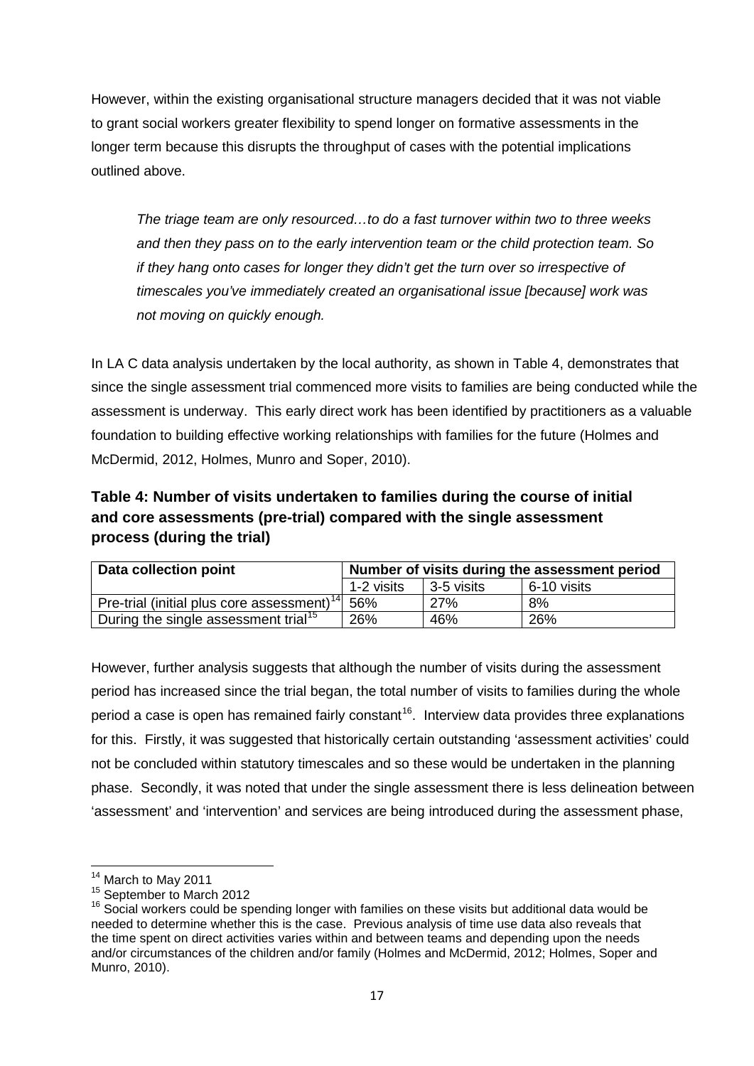However, within the existing organisational structure managers decided that it was not viable to grant social workers greater flexibility to spend longer on formative assessments in the longer term because this disrupts the throughput of cases with the potential implications outlined above.

> *The triage team are only resourced…to do a fast turnover within two to three weeks and then they pass on to the early intervention team or the child protection team. So if they hang onto cases for longer they didn't get the turn over so irrespective of timescales you've immediately created an organisational issue [because] work was not moving on quickly enough.*

In LA C data analysis undertaken by the local authority, as shown in Table 4, demonstrates that since the single assessment trial commenced more visits to families are being conducted while the assessment is underway. This early direct work has been identified by practitioners as a valuable foundation to building effective working relationships with families for the future (Holmes and McDermid, 2012, Holmes, Munro and Soper, 2010).

### Table 4: Number of visits undertaken to families during the course of initial and core assessments (pre-trial) compared with the single assessment process (during the trial)

| Data collection point | Number of visits during the assessment period | | |
|---|---|---|---|
| | 1-2 visits | 3-5 visits | 6-10 visits |
| Pre-trial (initial plus core assessment)[14] | 56% | 27% | 8% |
| During the single assessment trial[15] | 26% | 46% | 26% |

However, further analysis suggests that although the number of visits during the assessment period has increased since the trial began, the total number of visits to families during the whole period a case is open has remained fairly constant[16]. Interview data provides three explanations for this. Firstly, it was suggested that historically certain outstanding 'assessment activities' could not be concluded within statutory timescales and so these would be undertaken in the planning phase. Secondly, it was noted that under the single assessment there is less delineation between 'assessment' and 'intervention' and services are being introduced during the assessment phase,

---

[14] March to May 2011

[15] September to March 2012

[16] Social workers could be spending longer with families on these visits but additional data would be needed to determine whether this is the case. Previous analysis of time use data also reveals that the time spent on direct activities varies within and between teams and depending upon the needs and/or circumstances of the children and/or family (Holmes and McDermid, 2012; Holmes, Soper and Munro, 2010).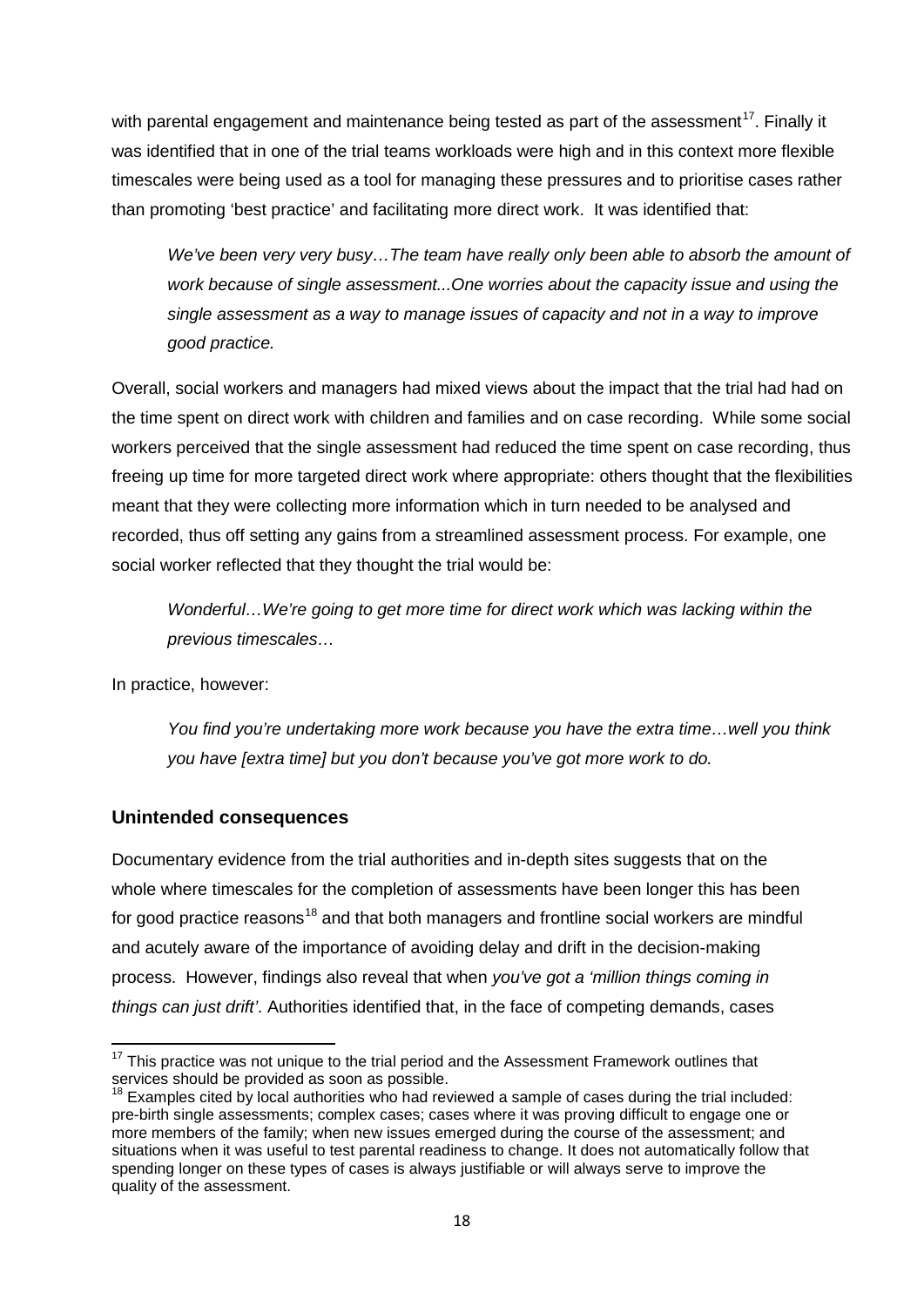with parental engagement and maintenance being tested as part of the assessment[17]. Finally it was identified that in one of the trial teams workloads were high and in this context more flexible timescales were being used as a tool for managing these pressures and to prioritise cases rather than promoting 'best practice' and facilitating more direct work. It was identified that:

> *We've been very very busy…The team have really only been able to absorb the amount of work because of single assessment...One worries about the capacity issue and using the single assessment as a way to manage issues of capacity and not in a way to improve good practice.*

Overall, social workers and managers had mixed views about the impact that the trial had had on the time spent on direct work with children and families and on case recording. While some social workers perceived that the single assessment had reduced the time spent on case recording, thus freeing up time for more targeted direct work where appropriate: others thought that the flexibilities meant that they were collecting more information which in turn needed to be analysed and recorded, thus off setting any gains from a streamlined assessment process. For example, one social worker reflected that they thought the trial would be:

> *Wonderful…We're going to get more time for direct work which was lacking within the previous timescales…*

In practice, however:

> *You find you're undertaking more work because you have the extra time…well you think you have [extra time] but you don't because you've got more work to do.*

### Unintended consequences

Documentary evidence from the trial authorities and in-depth sites suggests that on the whole where timescales for the completion of assessments have been longer this has been for good practice reasons[18] and that both managers and frontline social workers are mindful and acutely aware of the importance of avoiding delay and drift in the decision-making process. However, findings also reveal that when *you've got a 'million things coming in things can just drift'*. Authorities identified that, in the face of competing demands, cases

---

[17] This practice was not unique to the trial period and the Assessment Framework outlines that services should be provided as soon as possible.

[18] Examples cited by local authorities who had reviewed a sample of cases during the trial included: pre-birth single assessments; complex cases; cases where it was proving difficult to engage one or more members of the family; when new issues emerged during the course of the assessment; and situations when it was useful to test parental readiness to change. It does not automatically follow that spending longer on these types of cases is always justifiable or will always serve to improve the quality of the assessment.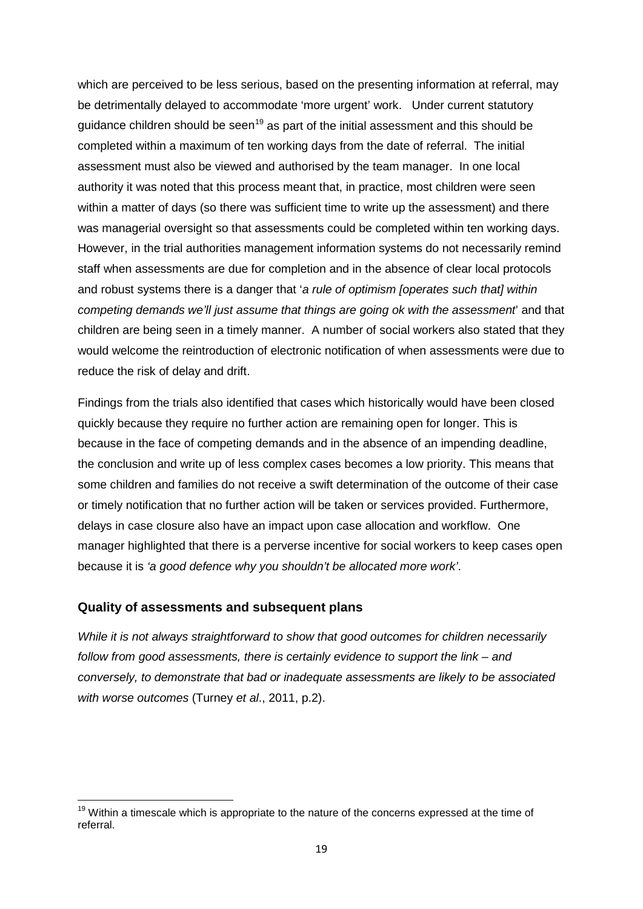which are perceived to be less serious, based on the presenting information at referral, may be detrimentally delayed to accommodate 'more urgent' work. Under current statutory guidance children should be seen[19] as part of the initial assessment and this should be completed within a maximum of ten working days from the date of referral. The initial assessment must also be viewed and authorised by the team manager. In one local authority it was noted that this process meant that, in practice, most children were seen within a matter of days (so there was sufficient time to write up the assessment) and there was managerial oversight so that assessments could be completed within ten working days. However, in the trial authorities management information systems do not necessarily remind staff when assessments are due for completion and in the absence of clear local protocols and robust systems there is a danger that '*a rule of optimism [operates such that] within competing demands we'll just assume that things are going ok with the assessment*' and that children are being seen in a timely manner. A number of social workers also stated that they would welcome the reintroduction of electronic notification of when assessments were due to reduce the risk of delay and drift.

Findings from the trials also identified that cases which historically would have been closed quickly because they require no further action are remaining open for longer. This is because in the face of competing demands and in the absence of an impending deadline, the conclusion and write up of less complex cases becomes a low priority. This means that some children and families do not receive a swift determination of the outcome of their case or timely notification that no further action will be taken or services provided. Furthermore, delays in case closure also have an impact upon case allocation and workflow. One manager highlighted that there is a perverse incentive for social workers to keep cases open because it is *'a good defence why you shouldn't be allocated more work'*.

### Quality of assessments and subsequent plans

*While it is not always straightforward to show that good outcomes for children necessarily follow from good assessments, there is certainly evidence to support the link – and conversely, to demonstrate that bad or inadequate assessments are likely to be associated with worse outcomes* (Turney *et al*., 2011, p.2).

[19] Within a timescale which is appropriate to the nature of the concerns expressed at the time of referral.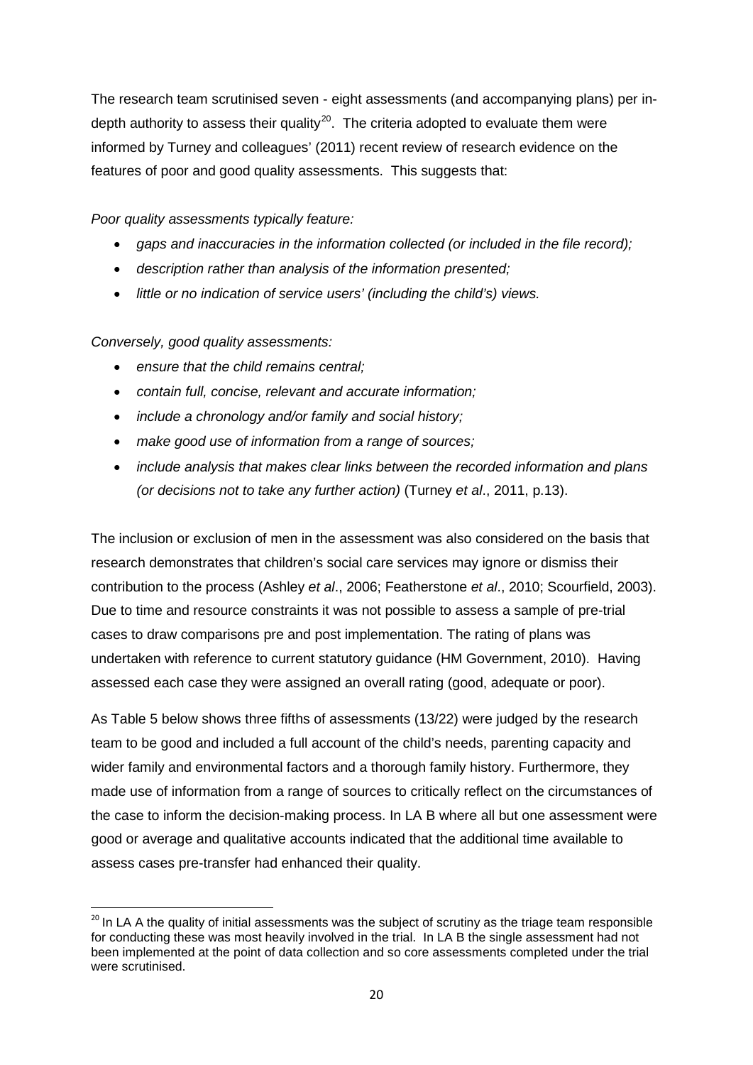The research team scrutinised seven - eight assessments (and accompanying plans) per in-depth authority to assess their quality[20]. The criteria adopted to evaluate them were informed by Turney and colleagues' (2011) recent review of research evidence on the features of poor and good quality assessments. This suggests that:

*Poor quality assessments typically feature:*

- *gaps and inaccuracies in the information collected (or included in the file record);*
- *description rather than analysis of the information presented;*
- *little or no indication of service users' (including the child's) views.*

*Conversely, good quality assessments:*

- *ensure that the child remains central;*
- *contain full, concise, relevant and accurate information;*
- *include a chronology and/or family and social history;*
- *make good use of information from a range of sources;*
- *include analysis that makes clear links between the recorded information and plans (or decisions not to take any further action)* (Turney *et al*., 2011, p.13).

The inclusion or exclusion of men in the assessment was also considered on the basis that research demonstrates that children's social care services may ignore or dismiss their contribution to the process (Ashley *et al*., 2006; Featherstone *et al*., 2010; Scourfield, 2003). Due to time and resource constraints it was not possible to assess a sample of pre-trial cases to draw comparisons pre and post implementation. The rating of plans was undertaken with reference to current statutory guidance (HM Government, 2010). Having assessed each case they were assigned an overall rating (good, adequate or poor).

As Table 5 below shows three fifths of assessments (13/22) were judged by the research team to be good and included a full account of the child's needs, parenting capacity and wider family and environmental factors and a thorough family history. Furthermore, they made use of information from a range of sources to critically reflect on the circumstances of the case to inform the decision-making process. In LA B where all but one assessment were good or average and qualitative accounts indicated that the additional time available to assess cases pre-transfer had enhanced their quality.

[20] In LA A the quality of initial assessments was the subject of scrutiny as the triage team responsible for conducting these was most heavily involved in the trial. In LA B the single assessment had not been implemented at the point of data collection and so core assessments completed under the trial were scrutinised.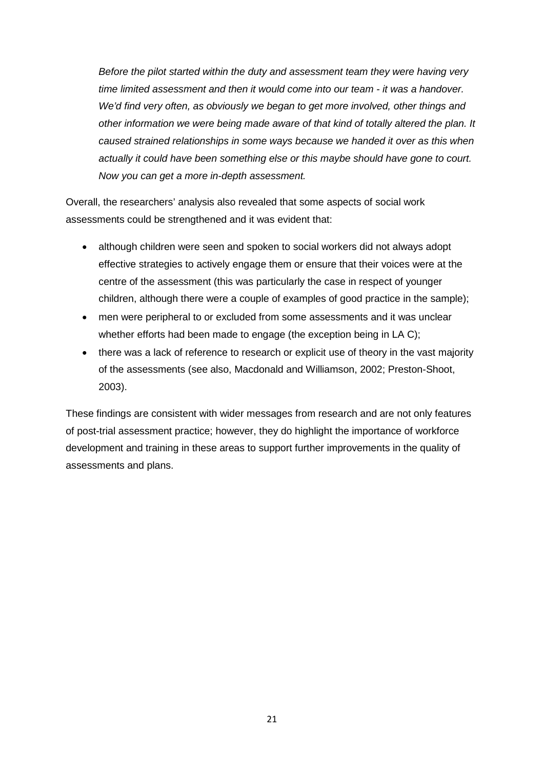*Before the pilot started within the duty and assessment team they were having very time limited assessment and then it would come into our team - it was a handover. We'd find very often, as obviously we began to get more involved, other things and other information we were being made aware of that kind of totally altered the plan. It caused strained relationships in some ways because we handed it over as this when actually it could have been something else or this maybe should have gone to court. Now you can get a more in-depth assessment.*

Overall, the researchers' analysis also revealed that some aspects of social work assessments could be strengthened and it was evident that:

- although children were seen and spoken to social workers did not always adopt effective strategies to actively engage them or ensure that their voices were at the centre of the assessment (this was particularly the case in respect of younger children, although there were a couple of examples of good practice in the sample);
- men were peripheral to or excluded from some assessments and it was unclear whether efforts had been made to engage (the exception being in LA C);
- there was a lack of reference to research or explicit use of theory in the vast majority of the assessments (see also, Macdonald and Williamson, 2002; Preston-Shoot, 2003).

These findings are consistent with wider messages from research and are not only features of post-trial assessment practice; however, they do highlight the importance of workforce development and training in these areas to support further improvements in the quality of assessments and plans.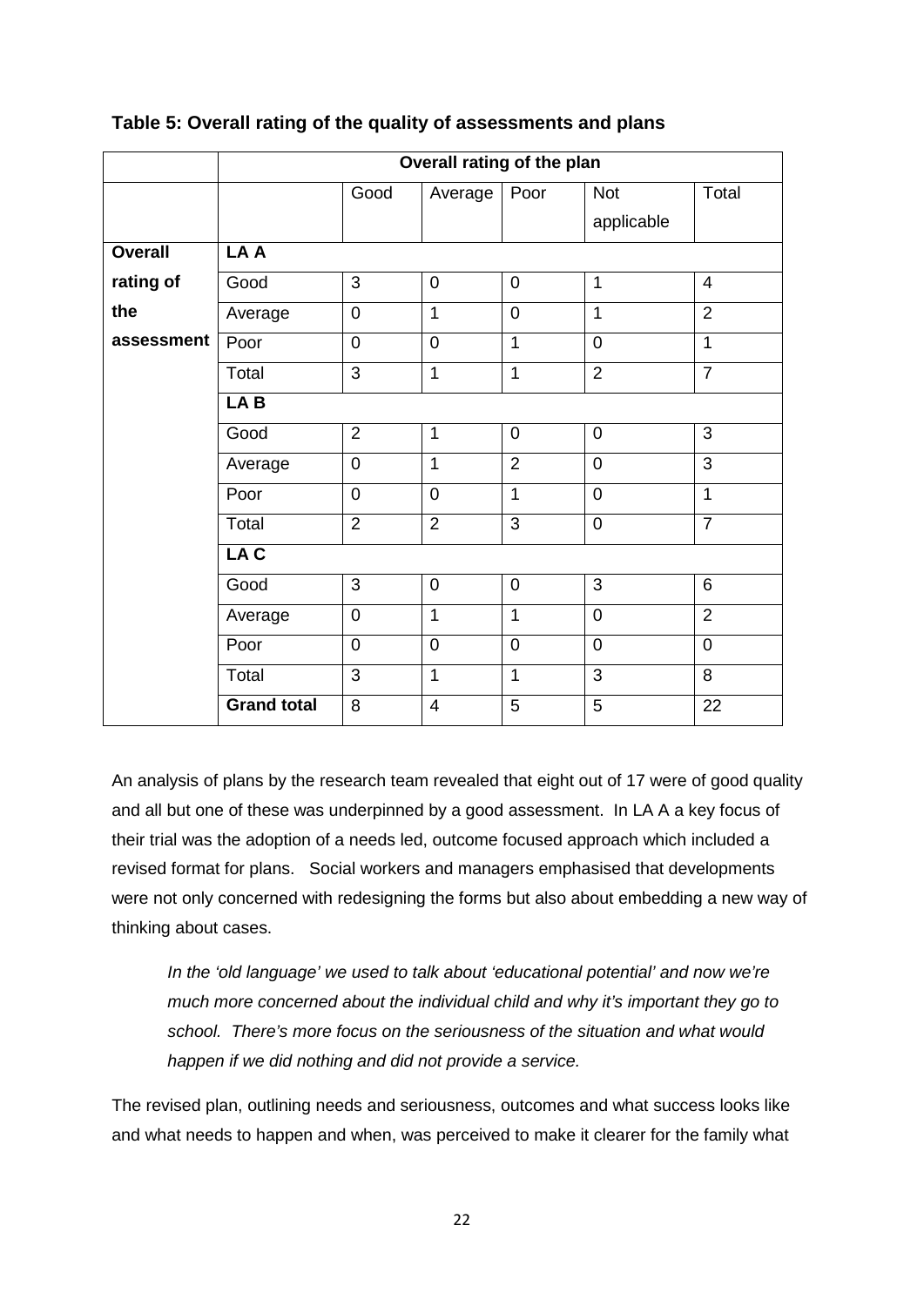**Table 5: Overall rating of the quality of assessments and plans**

| | | Overall rating of the plan | | | | |
|---|---|---|---|---|---|---|
| | | Good | Average | Poor | Not applicable | Total |
| **Overall rating of the assessment** | **LA A** | | | | | |
| | Good | 3 | 0 | 0 | 1 | 4 |
| | Average | 0 | 1 | 0 | 1 | 2 |
| | Poor | 0 | 0 | 1 | 0 | 1 |
| | Total | 3 | 1 | 1 | 2 | 7 |
| | **LA B** | | | | | |
| | Good | 2 | 1 | 0 | 0 | 3 |
| | Average | 0 | 1 | 2 | 0 | 3 |
| | Poor | 0 | 0 | 1 | 0 | 1 |
| | Total | 2 | 2 | 3 | 0 | 7 |
| | **LA C** | | | | | |
| | Good | 3 | 0 | 0 | 3 | 6 |
| | Average | 0 | 1 | 1 | 0 | 2 |
| | Poor | 0 | 0 | 0 | 0 | 0 |
| | Total | 3 | 1 | 1 | 3 | 8 |
| | **Grand total** | 8 | 4 | 5 | 5 | 22 |

An analysis of plans by the research team revealed that eight out of 17 were of good quality and all but one of these was underpinned by a good assessment. In LA A a key focus of their trial was the adoption of a needs led, outcome focused approach which included a revised format for plans. Social workers and managers emphasised that developments were not only concerned with redesigning the forms but also about embedding a new way of thinking about cases.

> *In the 'old language' we used to talk about 'educational potential' and now we're much more concerned about the individual child and why it's important they go to school. There's more focus on the seriousness of the situation and what would happen if we did nothing and did not provide a service.*

The revised plan, outlining needs and seriousness, outcomes and what success looks like and what needs to happen and when, was perceived to make it clearer for the family what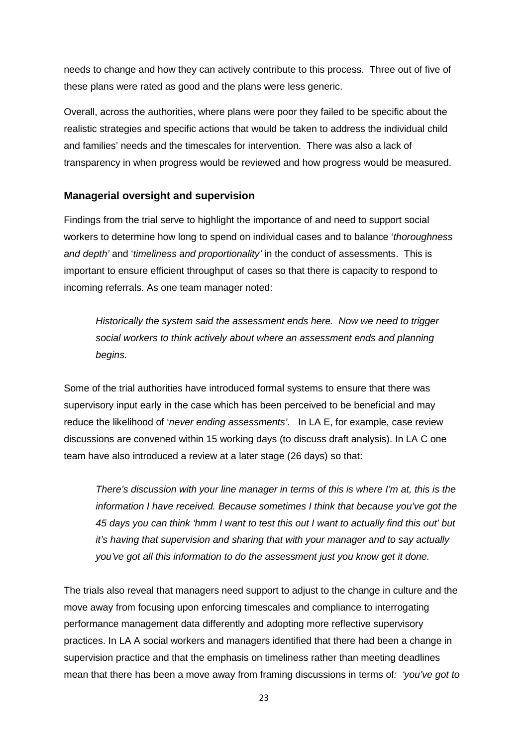needs to change and how they can actively contribute to this process. Three out of five of these plans were rated as good and the plans were less generic.

Overall, across the authorities, where plans were poor they failed to be specific about the realistic strategies and specific actions that would be taken to address the individual child and families' needs and the timescales for intervention. There was also a lack of transparency in when progress would be reviewed and how progress would be measured.

### Managerial oversight and supervision

Findings from the trial serve to highlight the importance of and need to support social workers to determine how long to spend on individual cases and to balance '*thoroughness and depth'* and '*timeliness and proportionality'* in the conduct of assessments. This is important to ensure efficient throughput of cases so that there is capacity to respond to incoming referrals. As one team manager noted:

> *Historically the system said the assessment ends here. Now we need to trigger social workers to think actively about where an assessment ends and planning begins.*

Some of the trial authorities have introduced formal systems to ensure that there was supervisory input early in the case which has been perceived to be beneficial and may reduce the likelihood of '*never ending assessments'*. In LA E, for example, case review discussions are convened within 15 working days (to discuss draft analysis). In LA C one team have also introduced a review at a later stage (26 days) so that:

> *There's discussion with your line manager in terms of this is where I'm at, this is the information I have received. Because sometimes I think that because you've got the 45 days you can think 'hmm I want to test this out I want to actually find this out' but it's having that supervision and sharing that with your manager and to say actually you've got all this information to do the assessment just you know get it done.*

The trials also reveal that managers need support to adjust to the change in culture and the move away from focusing upon enforcing timescales and compliance to interrogating performance management data differently and adopting more reflective supervisory practices. In LA A social workers and managers identified that there had been a change in supervision practice and that the emphasis on timeliness rather than meeting deadlines mean that there has been a move away from framing discussions in terms of*: 'you've got to*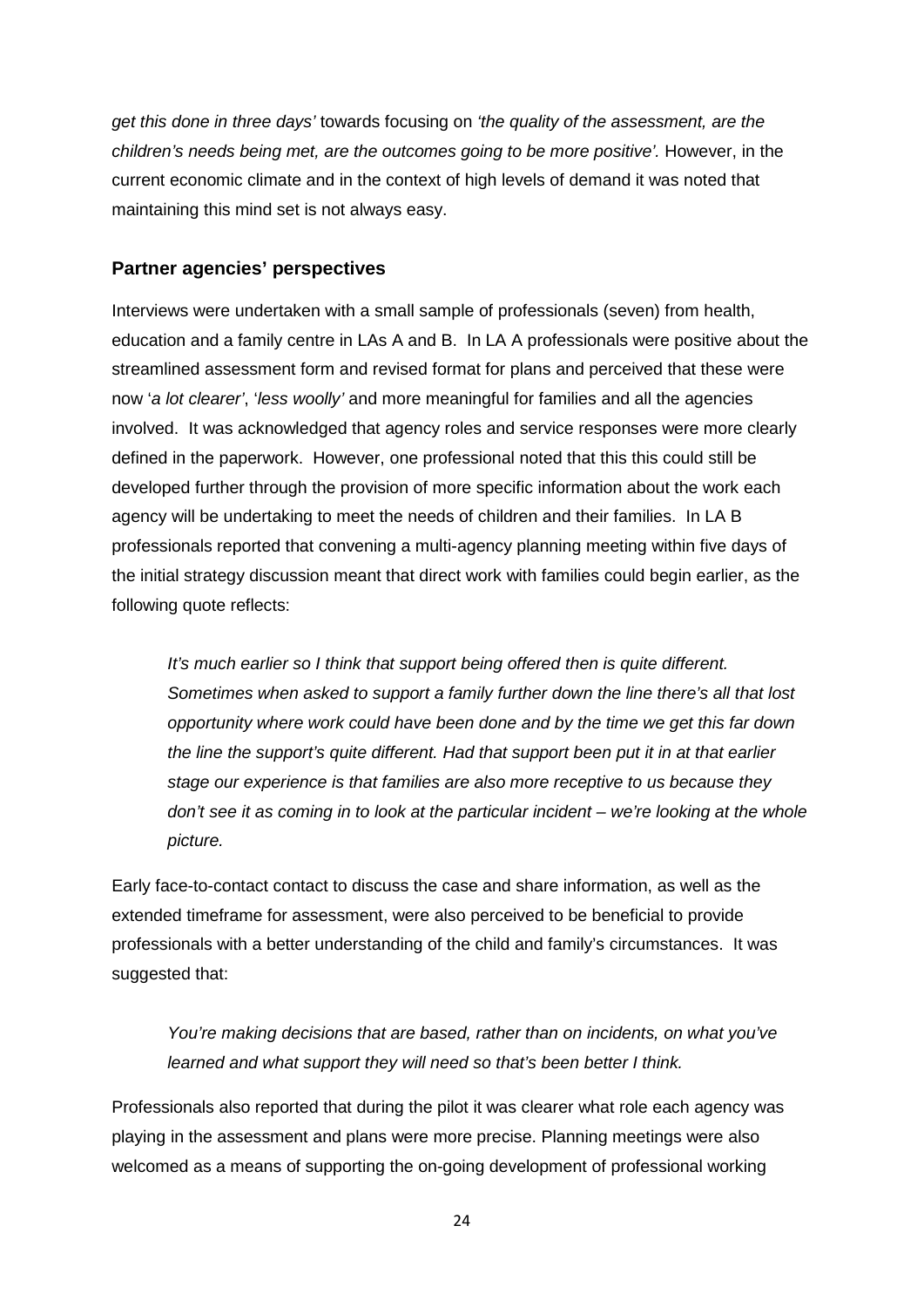*get this done in three days'* towards focusing on *'the quality of the assessment, are the children's needs being met, are the outcomes going to be more positive'.* However, in the current economic climate and in the context of high levels of demand it was noted that maintaining this mind set is not always easy.

### Partner agencies' perspectives

Interviews were undertaken with a small sample of professionals (seven) from health, education and a family centre in LAs A and B. In LA A professionals were positive about the streamlined assessment form and revised format for plans and perceived that these were now '*a lot clearer'*, '*less woolly'* and more meaningful for families and all the agencies involved. It was acknowledged that agency roles and service responses were more clearly defined in the paperwork. However, one professional noted that this this could still be developed further through the provision of more specific information about the work each agency will be undertaking to meet the needs of children and their families. In LA B professionals reported that convening a multi-agency planning meeting within five days of the initial strategy discussion meant that direct work with families could begin earlier, as the following quote reflects:

> *It's much earlier so I think that support being offered then is quite different. Sometimes when asked to support a family further down the line there's all that lost opportunity where work could have been done and by the time we get this far down the line the support's quite different. Had that support been put it in at that earlier stage our experience is that families are also more receptive to us because they don't see it as coming in to look at the particular incident – we're looking at the whole picture.*

Early face-to-contact contact to discuss the case and share information, as well as the extended timeframe for assessment, were also perceived to be beneficial to provide professionals with a better understanding of the child and family's circumstances. It was suggested that:

> *You're making decisions that are based, rather than on incidents, on what you've learned and what support they will need so that's been better I think.*

Professionals also reported that during the pilot it was clearer what role each agency was playing in the assessment and plans were more precise. Planning meetings were also welcomed as a means of supporting the on-going development of professional working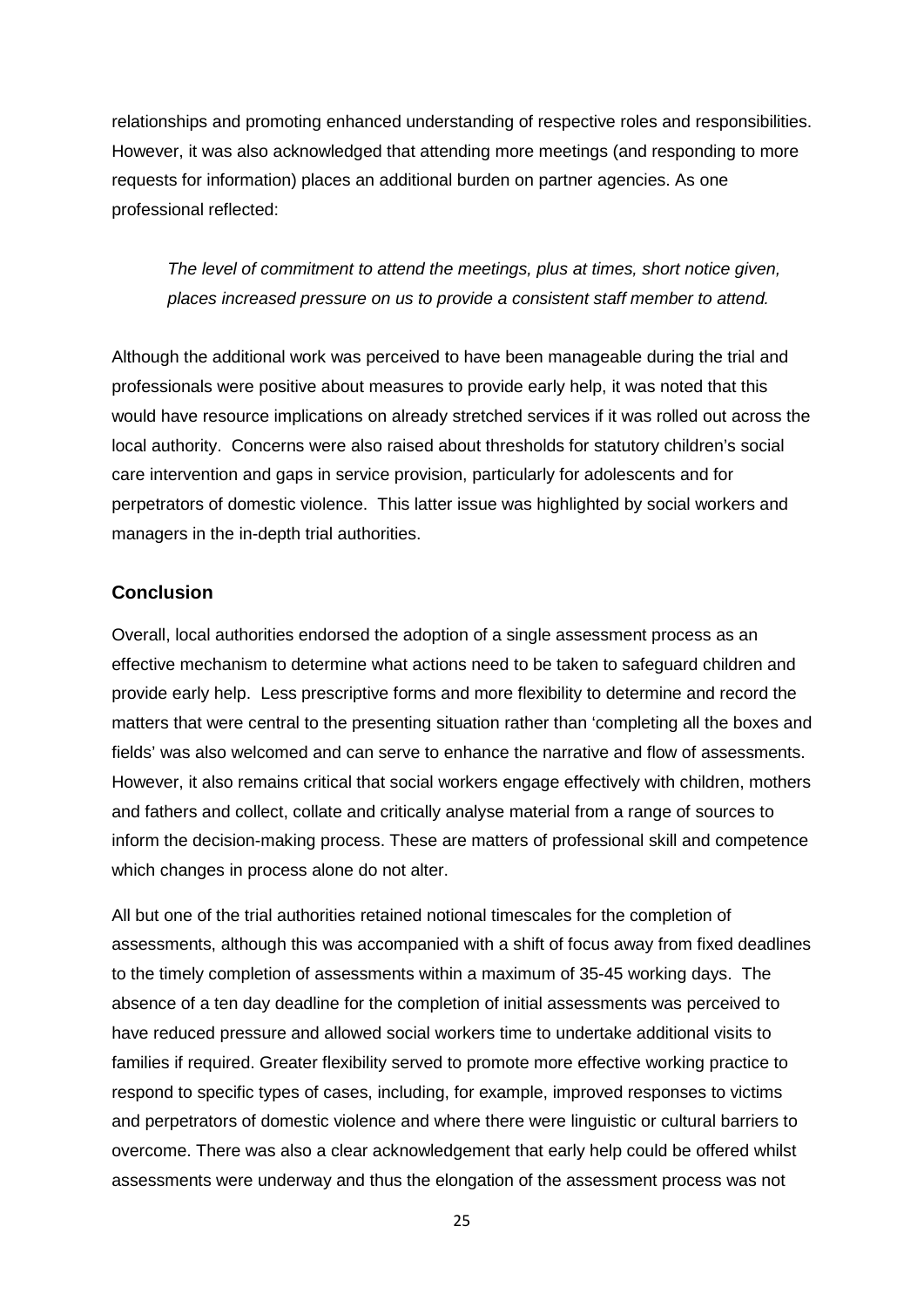relationships and promoting enhanced understanding of respective roles and responsibilities. However, it was also acknowledged that attending more meetings (and responding to more requests for information) places an additional burden on partner agencies. As one professional reflected:

> *The level of commitment to attend the meetings, plus at times, short notice given, places increased pressure on us to provide a consistent staff member to attend.*

Although the additional work was perceived to have been manageable during the trial and professionals were positive about measures to provide early help, it was noted that this would have resource implications on already stretched services if it was rolled out across the local authority. Concerns were also raised about thresholds for statutory children's social care intervention and gaps in service provision, particularly for adolescents and for perpetrators of domestic violence. This latter issue was highlighted by social workers and managers in the in-depth trial authorities.

### Conclusion

Overall, local authorities endorsed the adoption of a single assessment process as an effective mechanism to determine what actions need to be taken to safeguard children and provide early help. Less prescriptive forms and more flexibility to determine and record the matters that were central to the presenting situation rather than 'completing all the boxes and fields' was also welcomed and can serve to enhance the narrative and flow of assessments. However, it also remains critical that social workers engage effectively with children, mothers and fathers and collect, collate and critically analyse material from a range of sources to inform the decision-making process. These are matters of professional skill and competence which changes in process alone do not alter.

All but one of the trial authorities retained notional timescales for the completion of assessments, although this was accompanied with a shift of focus away from fixed deadlines to the timely completion of assessments within a maximum of 35-45 working days. The absence of a ten day deadline for the completion of initial assessments was perceived to have reduced pressure and allowed social workers time to undertake additional visits to families if required. Greater flexibility served to promote more effective working practice to respond to specific types of cases, including, for example, improved responses to victims and perpetrators of domestic violence and where there were linguistic or cultural barriers to overcome. There was also a clear acknowledgement that early help could be offered whilst assessments were underway and thus the elongation of the assessment process was not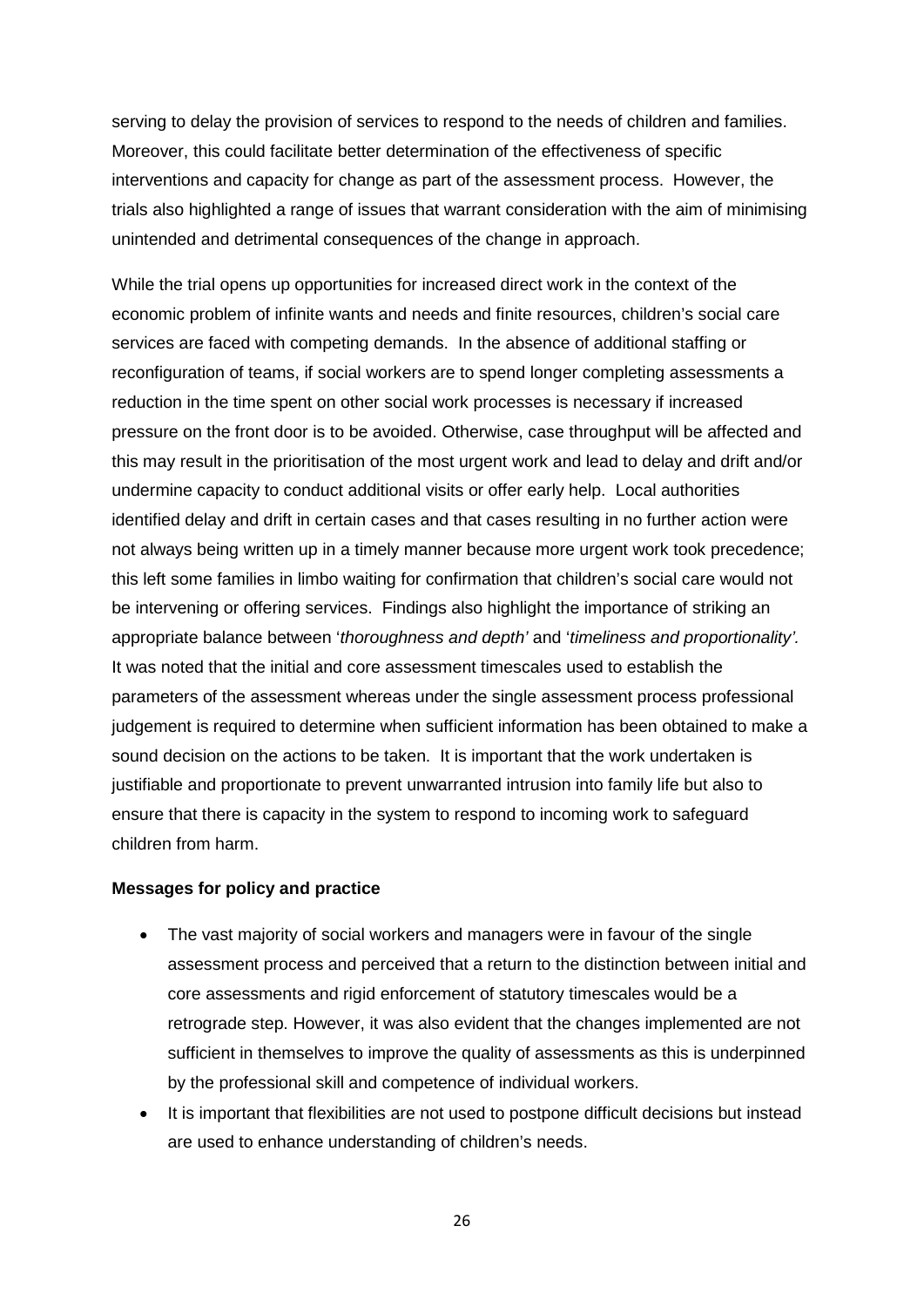serving to delay the provision of services to respond to the needs of children and families. Moreover, this could facilitate better determination of the effectiveness of specific interventions and capacity for change as part of the assessment process. However, the trials also highlighted a range of issues that warrant consideration with the aim of minimising unintended and detrimental consequences of the change in approach.

While the trial opens up opportunities for increased direct work in the context of the economic problem of infinite wants and needs and finite resources, children's social care services are faced with competing demands. In the absence of additional staffing or reconfiguration of teams, if social workers are to spend longer completing assessments a reduction in the time spent on other social work processes is necessary if increased pressure on the front door is to be avoided. Otherwise, case throughput will be affected and this may result in the prioritisation of the most urgent work and lead to delay and drift and/or undermine capacity to conduct additional visits or offer early help. Local authorities identified delay and drift in certain cases and that cases resulting in no further action were not always being written up in a timely manner because more urgent work took precedence; this left some families in limbo waiting for confirmation that children's social care would not be intervening or offering services. Findings also highlight the importance of striking an appropriate balance between '*thoroughness and depth'* and '*timeliness and proportionality'.* It was noted that the initial and core assessment timescales used to establish the parameters of the assessment whereas under the single assessment process professional judgement is required to determine when sufficient information has been obtained to make a sound decision on the actions to be taken. It is important that the work undertaken is justifiable and proportionate to prevent unwarranted intrusion into family life but also to ensure that there is capacity in the system to respond to incoming work to safeguard children from harm.

**Messages for policy and practice**

- The vast majority of social workers and managers were in favour of the single assessment process and perceived that a return to the distinction between initial and core assessments and rigid enforcement of statutory timescales would be a retrograde step. However, it was also evident that the changes implemented are not sufficient in themselves to improve the quality of assessments as this is underpinned by the professional skill and competence of individual workers.
- It is important that flexibilities are not used to postpone difficult decisions but instead are used to enhance understanding of children's needs.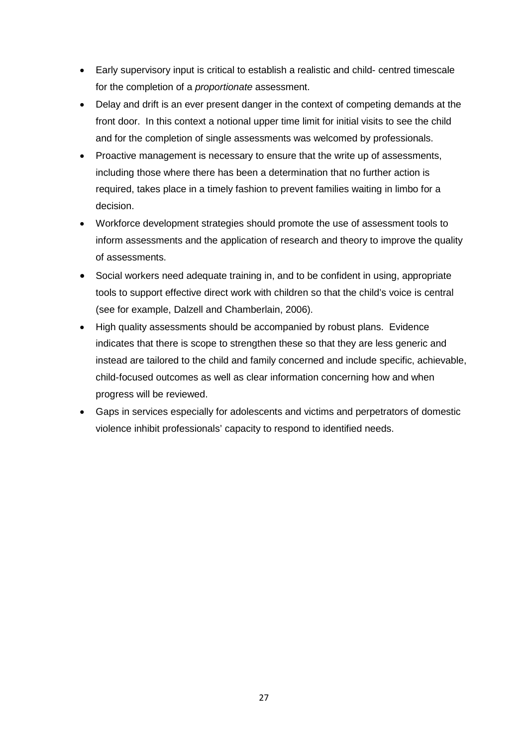- Early supervisory input is critical to establish a realistic and child- centred timescale for the completion of a *proportionate* assessment.
- Delay and drift is an ever present danger in the context of competing demands at the front door. In this context a notional upper time limit for initial visits to see the child and for the completion of single assessments was welcomed by professionals.
- Proactive management is necessary to ensure that the write up of assessments, including those where there has been a determination that no further action is required, takes place in a timely fashion to prevent families waiting in limbo for a decision.
- Workforce development strategies should promote the use of assessment tools to inform assessments and the application of research and theory to improve the quality of assessments.
- Social workers need adequate training in, and to be confident in using, appropriate tools to support effective direct work with children so that the child's voice is central (see for example, Dalzell and Chamberlain, 2006).
- High quality assessments should be accompanied by robust plans. Evidence indicates that there is scope to strengthen these so that they are less generic and instead are tailored to the child and family concerned and include specific, achievable, child-focused outcomes as well as clear information concerning how and when progress will be reviewed.
- Gaps in services especially for adolescents and victims and perpetrators of domestic violence inhibit professionals' capacity to respond to identified needs.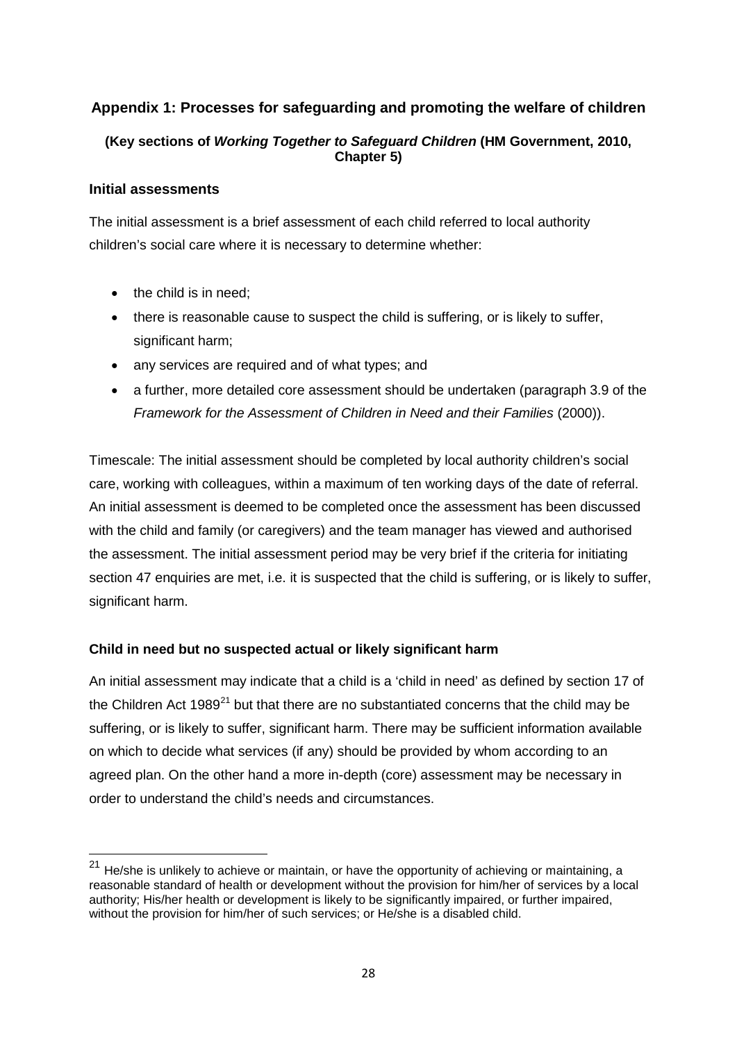## Appendix 1: Processes for safeguarding and promoting the welfare of children

**(Key sections of *Working Together to Safeguard Children* (HM Government, 2010, Chapter 5)**

### Initial assessments

The initial assessment is a brief assessment of each child referred to local authority children's social care where it is necessary to determine whether:

- the child is in need;
- there is reasonable cause to suspect the child is suffering, or is likely to suffer, significant harm;
- any services are required and of what types; and
- a further, more detailed core assessment should be undertaken (paragraph 3.9 of the *Framework for the Assessment of Children in Need and their Families* (2000)).

Timescale: The initial assessment should be completed by local authority children's social care, working with colleagues, within a maximum of ten working days of the date of referral. An initial assessment is deemed to be completed once the assessment has been discussed with the child and family (or caregivers) and the team manager has viewed and authorised the assessment. The initial assessment period may be very brief if the criteria for initiating section 47 enquiries are met, i.e. it is suspected that the child is suffering, or is likely to suffer, significant harm.

### Child in need but no suspected actual or likely significant harm

An initial assessment may indicate that a child is a 'child in need' as defined by section 17 of the Children Act 1989[21] but that there are no substantiated concerns that the child may be suffering, or is likely to suffer, significant harm. There may be sufficient information available on which to decide what services (if any) should be provided by whom according to an agreed plan. On the other hand a more in-depth (core) assessment may be necessary in order to understand the child's needs and circumstances.

[21] He/she is unlikely to achieve or maintain, or have the opportunity of achieving or maintaining, a reasonable standard of health or development without the provision for him/her of services by a local authority; His/her health or development is likely to be significantly impaired, or further impaired, without the provision for him/her of such services; or He/she is a disabled child.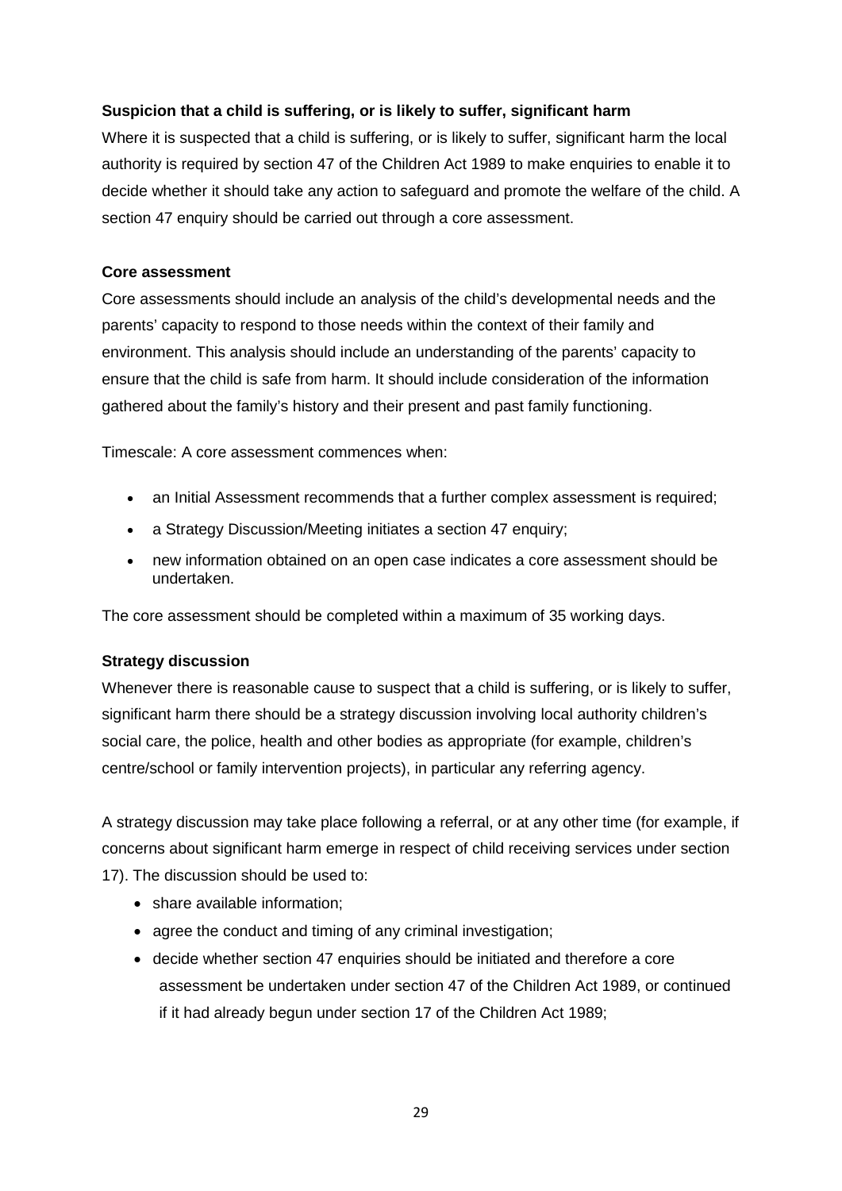**Suspicion that a child is suffering, or is likely to suffer, significant harm**

Where it is suspected that a child is suffering, or is likely to suffer, significant harm the local authority is required by section 47 of the Children Act 1989 to make enquiries to enable it to decide whether it should take any action to safeguard and promote the welfare of the child. A section 47 enquiry should be carried out through a core assessment.

**Core assessment**

Core assessments should include an analysis of the child's developmental needs and the parents' capacity to respond to those needs within the context of their family and environment. This analysis should include an understanding of the parents' capacity to ensure that the child is safe from harm. It should include consideration of the information gathered about the family's history and their present and past family functioning.

Timescale: A core assessment commences when:

- an Initial Assessment recommends that a further complex assessment is required;
- a Strategy Discussion/Meeting initiates a section 47 enquiry;
- new information obtained on an open case indicates a core assessment should be undertaken.

The core assessment should be completed within a maximum of 35 working days.

**Strategy discussion**

Whenever there is reasonable cause to suspect that a child is suffering, or is likely to suffer, significant harm there should be a strategy discussion involving local authority children's social care, the police, health and other bodies as appropriate (for example, children's centre/school or family intervention projects), in particular any referring agency.

A strategy discussion may take place following a referral, or at any other time (for example, if concerns about significant harm emerge in respect of child receiving services under section 17). The discussion should be used to:

- share available information;
- agree the conduct and timing of any criminal investigation;
- decide whether section 47 enquiries should be initiated and therefore a core assessment be undertaken under section 47 of the Children Act 1989, or continued if it had already begun under section 17 of the Children Act 1989;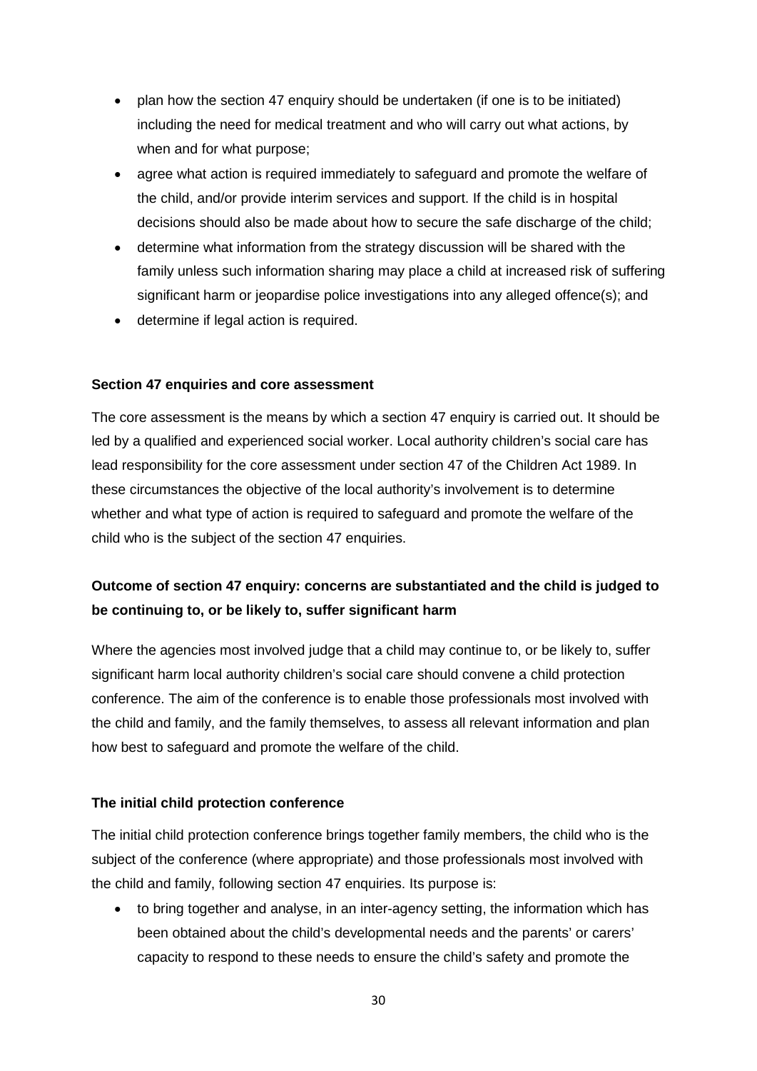- plan how the section 47 enquiry should be undertaken (if one is to be initiated) including the need for medical treatment and who will carry out what actions, by when and for what purpose;
- agree what action is required immediately to safeguard and promote the welfare of the child, and/or provide interim services and support. If the child is in hospital decisions should also be made about how to secure the safe discharge of the child;
- determine what information from the strategy discussion will be shared with the family unless such information sharing may place a child at increased risk of suffering significant harm or jeopardise police investigations into any alleged offence(s); and
- determine if legal action is required.

**Section 47 enquiries and core assessment**

The core assessment is the means by which a section 47 enquiry is carried out. It should be led by a qualified and experienced social worker. Local authority children's social care has lead responsibility for the core assessment under section 47 of the Children Act 1989. In these circumstances the objective of the local authority's involvement is to determine whether and what type of action is required to safeguard and promote the welfare of the child who is the subject of the section 47 enquiries.

**Outcome of section 47 enquiry: concerns are substantiated and the child is judged to be continuing to, or be likely to, suffer significant harm**

Where the agencies most involved judge that a child may continue to, or be likely to, suffer significant harm local authority children's social care should convene a child protection conference. The aim of the conference is to enable those professionals most involved with the child and family, and the family themselves, to assess all relevant information and plan how best to safeguard and promote the welfare of the child.

**The initial child protection conference**

The initial child protection conference brings together family members, the child who is the subject of the conference (where appropriate) and those professionals most involved with the child and family, following section 47 enquiries. Its purpose is:

- to bring together and analyse, in an inter-agency setting, the information which has been obtained about the child's developmental needs and the parents' or carers' capacity to respond to these needs to ensure the child's safety and promote the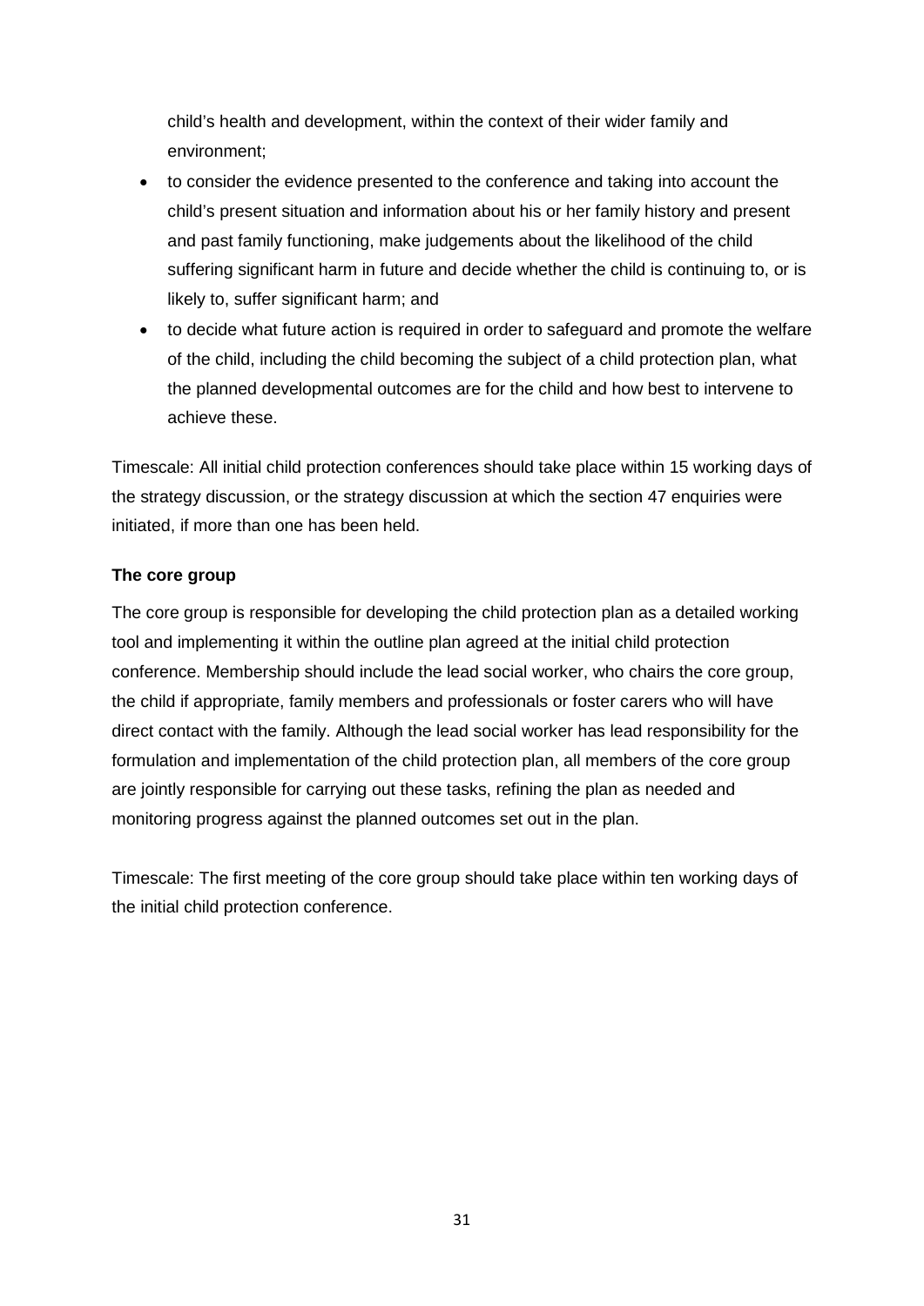child's health and development, within the context of their wider family and environment;

- to consider the evidence presented to the conference and taking into account the child's present situation and information about his or her family history and present and past family functioning, make judgements about the likelihood of the child suffering significant harm in future and decide whether the child is continuing to, or is likely to, suffer significant harm; and
- to decide what future action is required in order to safeguard and promote the welfare of the child, including the child becoming the subject of a child protection plan, what the planned developmental outcomes are for the child and how best to intervene to achieve these.

Timescale: All initial child protection conferences should take place within 15 working days of the strategy discussion, or the strategy discussion at which the section 47 enquiries were initiated, if more than one has been held.

**The core group**

The core group is responsible for developing the child protection plan as a detailed working tool and implementing it within the outline plan agreed at the initial child protection conference. Membership should include the lead social worker, who chairs the core group, the child if appropriate, family members and professionals or foster carers who will have direct contact with the family. Although the lead social worker has lead responsibility for the formulation and implementation of the child protection plan, all members of the core group are jointly responsible for carrying out these tasks, refining the plan as needed and monitoring progress against the planned outcomes set out in the plan.

Timescale: The first meeting of the core group should take place within ten working days of the initial child protection conference.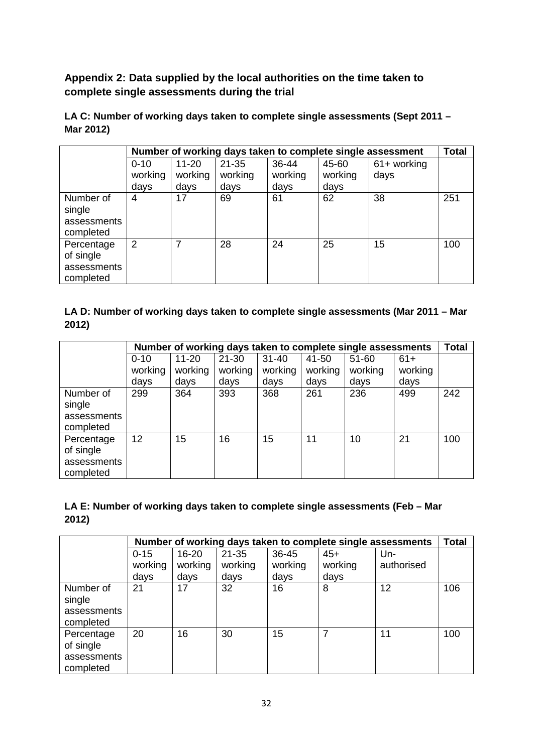## Appendix 2: Data supplied by the local authorities on the time taken to complete single assessments during the trial

**LA C: Number of working days taken to complete single assessments (Sept 2011 – Mar 2012)**

| | Number of working days taken to complete single assessment | | | | | | Total |
|---|---|---|---|---|---|---|---|
| | 0-10 working days | 11-20 working days | 21-35 working days | 36-44 working days | 45-60 working days | 61+ working days | |
| Number of single assessments completed | 4 | 17 | 69 | 61 | 62 | 38 | 251 |
| Percentage of single assessments completed | 2 | 7 | 28 | 24 | 25 | 15 | 100 |

**LA D: Number of working days taken to complete single assessments (Mar 2011 – Mar 2012)**

| | Number of working days taken to complete single assessments | | | | | | | Total |
|---|---|---|---|---|---|---|---|---|
| | 0-10 working days | 11-20 working days | 21-30 working days | 31-40 working days | 41-50 working days | 51-60 working days | 61+ working days | |
| Number of single assessments completed | 299 | 364 | 393 | 368 | 261 | 236 | 499 | 242 |
| Percentage of single assessments completed | 12 | 15 | 16 | 15 | 11 | 10 | 21 | 100 |

**LA E: Number of working days taken to complete single assessments (Feb – Mar 2012)**

| | Number of working days taken to complete single assessments | | | | | | Total |
|---|---|---|---|---|---|---|---|
| | 0-15 working days | 16-20 working days | 21-35 working days | 36-45 working days | 45+ working days | Un-authorised | |
| Number of single assessments completed | 21 | 17 | 32 | 16 | 8 | 12 | 106 |
| Percentage of single assessments completed | 20 | 16 | 30 | 15 | 7 | 11 | 100 |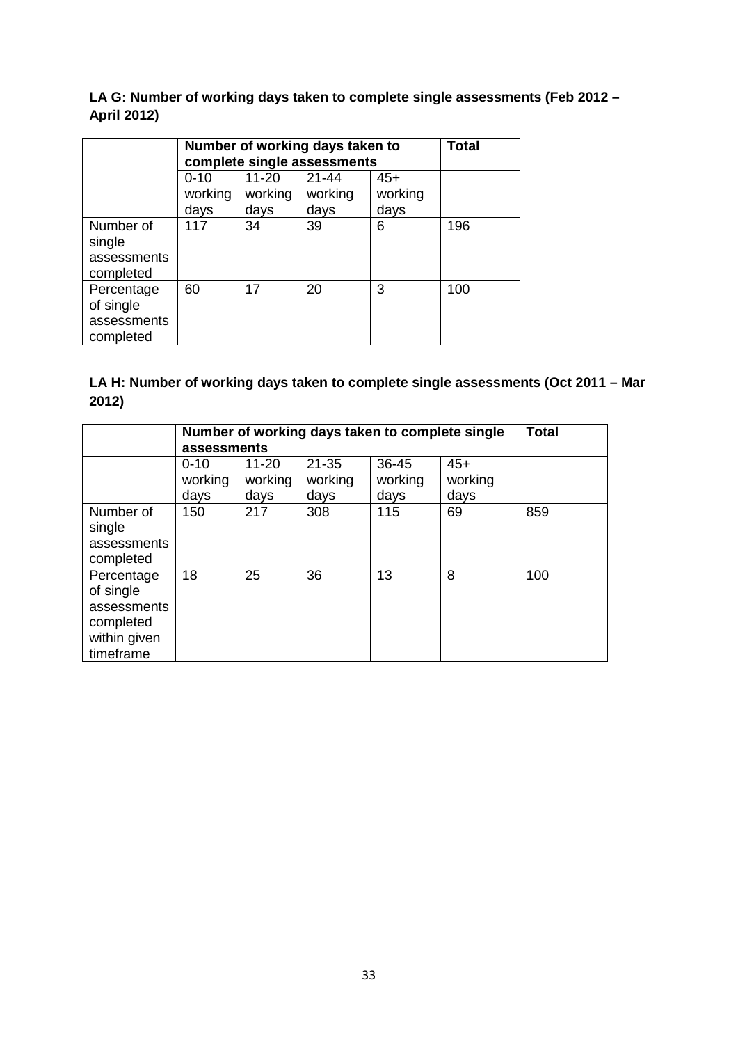**LA G: Number of working days taken to complete single assessments (Feb 2012 – April 2012)**

| | Number of working days taken to complete single assessments | | | | Total |
|---|---|---|---|---|---|
| | 0-10 working days | 11-20 working days | 21-44 working days | 45+ working days | |
| Number of single assessments completed | 117 | 34 | 39 | 6 | 196 |
| Percentage of single assessments completed | 60 | 17 | 20 | 3 | 100 |

**LA H: Number of working days taken to complete single assessments (Oct 2011 – Mar 2012)**

| | Number of working days taken to complete single assessments | | | | | Total |
|---|---|---|---|---|---|---|
| | 0-10 working days | 11-20 working days | 21-35 working days | 36-45 working days | 45+ working days | |
| Number of single assessments completed | 150 | 217 | 308 | 115 | 69 | 859 |
| Percentage of single assessments completed within given timeframe | 18 | 25 | 36 | 13 | 8 | 100 |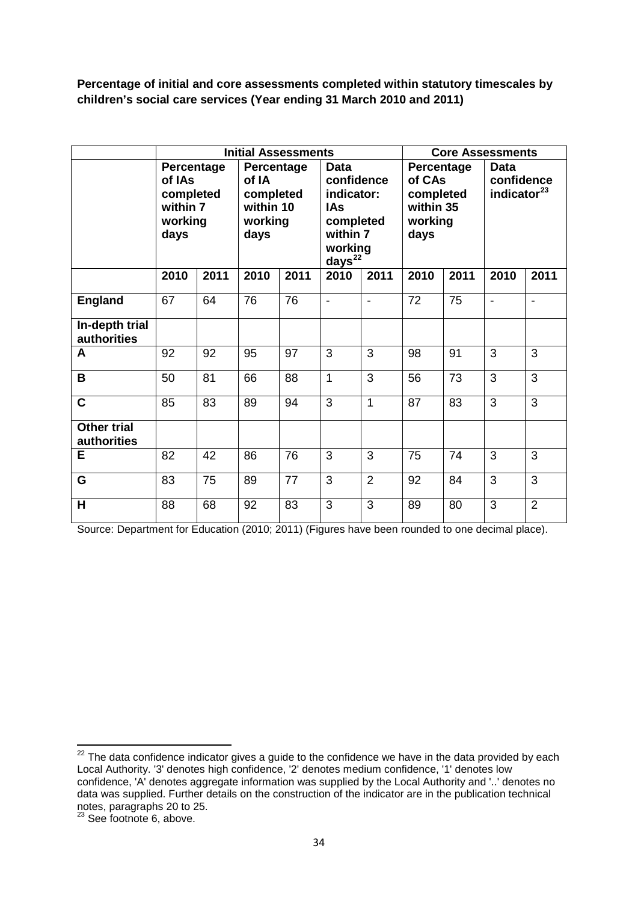**Percentage of initial and core assessments completed within statutory timescales by children's social care services (Year ending 31 March 2010 and 2011)**

| | Initial Assessments | | | | | | Core Assessments | | | |
|---|---|---|---|---|---|---|---|---|---|---|
| | Percentage of IAs completed within 7 working days | | Percentage of IA completed within 10 working days | | Data confidence indicator: IAs completed within 7 working days[22] | | Percentage of CAs completed within 35 working days | | Data confidence indicator[23] | |
| | 2010 | 2011 | 2010 | 2011 | 2010 | 2011 | 2010 | 2011 | 2010 | 2011 |
| **England** | 67 | 64 | 76 | 76 | - | - | 72 | 75 | - | - |
| **In-depth trial authorities** | | | | | | | | | | |
| **A** | 92 | 92 | 95 | 97 | 3 | 3 | 98 | 91 | 3 | 3 |
| **B** | 50 | 81 | 66 | 88 | 1 | 3 | 56 | 73 | 3 | 3 |
| **C** | 85 | 83 | 89 | 94 | 3 | 1 | 87 | 83 | 3 | 3 |
| **Other trial authorities** | | | | | | | | | | |
| **E** | 82 | 42 | 86 | 76 | 3 | 3 | 75 | 74 | 3 | 3 |
| **G** | 83 | 75 | 89 | 77 | 3 | 2 | 92 | 84 | 3 | 3 |
| **H** | 88 | 68 | 92 | 83 | 3 | 3 | 89 | 80 | 3 | 2 |

Source: Department for Education (2010; 2011) (Figures have been rounded to one decimal place).

[22] The data confidence indicator gives a guide to the confidence we have in the data provided by each Local Authority. '3' denotes high confidence, '2' denotes medium confidence, '1' denotes low confidence, 'A' denotes aggregate information was supplied by the Local Authority and '..' denotes no data was supplied. Further details on the construction of the indicator are in the publication technical notes, paragraphs 20 to 25.

[23] See footnote 6, above.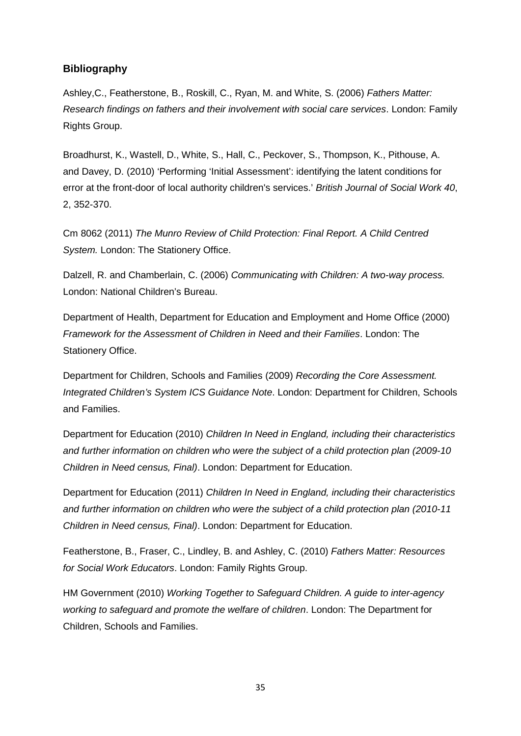## Bibliography

Ashley,C., Featherstone, B., Roskill, C., Ryan, M. and White, S. (2006) *Fathers Matter: Research findings on fathers and their involvement with social care services*. London: Family Rights Group.

Broadhurst, K., Wastell, D., White, S., Hall, C., Peckover, S., Thompson, K., Pithouse, A. and Davey, D. (2010) 'Performing 'Initial Assessment': identifying the latent conditions for error at the front-door of local authority children's services.' *British Journal of Social Work 40*, 2, 352-370.

Cm 8062 (2011) *The Munro Review of Child Protection: Final Report. A Child Centred System.* London: The Stationery Office.

Dalzell, R. and Chamberlain, C. (2006) *Communicating with Children: A two-way process.* London: National Children's Bureau.

Department of Health, Department for Education and Employment and Home Office (2000) *Framework for the Assessment of Children in Need and their Families*. London: The Stationery Office.

Department for Children, Schools and Families (2009) *Recording the Core Assessment. Integrated Children's System ICS Guidance Note*. London: Department for Children, Schools and Families.

Department for Education (2010) *Children In Need in England, including their characteristics and further information on children who were the subject of a child protection plan (2009-10 Children in Need census, Final)*. London: Department for Education.

Department for Education (2011) *Children In Need in England, including their characteristics and further information on children who were the subject of a child protection plan (2010-11 Children in Need census, Final)*. London: Department for Education.

Featherstone, B., Fraser, C., Lindley, B. and Ashley, C. (2010) *Fathers Matter: Resources for Social Work Educators*. London: Family Rights Group.

HM Government (2010) *Working Together to Safeguard Children. A guide to inter-agency working to safeguard and promote the welfare of children*. London: The Department for Children, Schools and Families.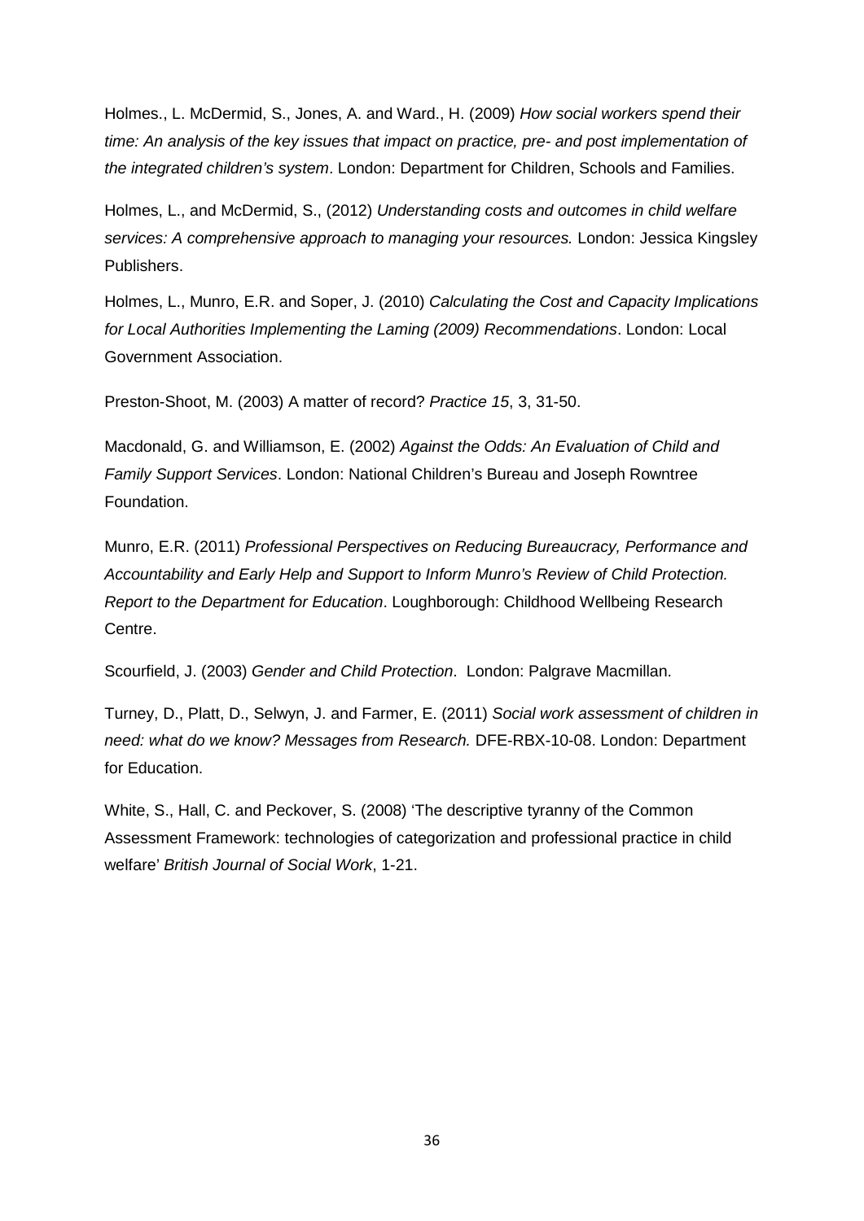Holmes., L. McDermid, S., Jones, A. and Ward., H. (2009) *How social workers spend their time: An analysis of the key issues that impact on practice, pre- and post implementation of the integrated children's system*. London: Department for Children, Schools and Families.

Holmes, L., and McDermid, S., (2012) *Understanding costs and outcomes in child welfare services: A comprehensive approach to managing your resources.* London: Jessica Kingsley Publishers.

Holmes, L., Munro, E.R. and Soper, J. (2010) *Calculating the Cost and Capacity Implications for Local Authorities Implementing the Laming (2009) Recommendations*. London: Local Government Association.

Preston-Shoot, M. (2003) A matter of record? *Practice 15*, 3, 31-50.

Macdonald, G. and Williamson, E. (2002) *Against the Odds: An Evaluation of Child and Family Support Services*. London: National Children's Bureau and Joseph Rowntree Foundation.

Munro, E.R. (2011) *Professional Perspectives on Reducing Bureaucracy, Performance and Accountability and Early Help and Support to Inform Munro's Review of Child Protection. Report to the Department for Education*. Loughborough: Childhood Wellbeing Research Centre.

Scourfield, J. (2003) *Gender and Child Protection*. London: Palgrave Macmillan.

Turney, D., Platt, D., Selwyn, J. and Farmer, E. (2011) *Social work assessment of children in need: what do we know? Messages from Research.* DFE-RBX-10-08. London: Department for Education.

White, S., Hall, C. and Peckover, S. (2008) 'The descriptive tyranny of the Common Assessment Framework: technologies of categorization and professional practice in child welfare' *British Journal of Social Work*, 1-21.